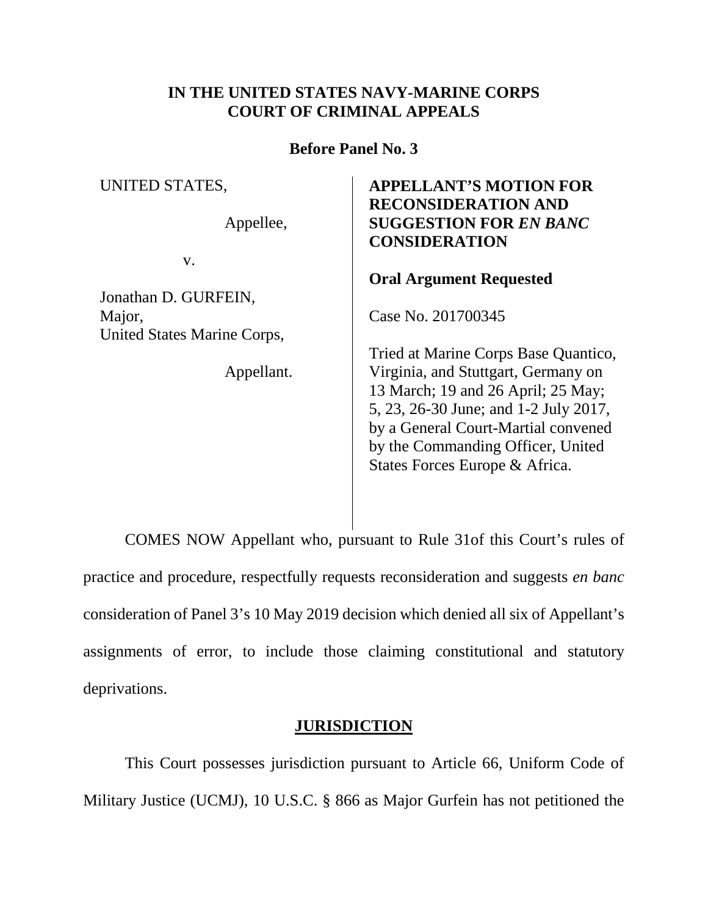**IN THE UNITED STATES NAVY-MARINE CORPS COURT OF CRIMINAL APPEALS**

**Before Panel No. 3**

UNITED STATES,

Appellee,

v.

Jonathan D. GURFEIN,
Major,
United States Marine Corps,

Appellant.

**APPELLANT'S MOTION FOR RECONSIDERATION AND SUGGESTION FOR *EN BANC* CONSIDERATION**

**Oral Argument Requested**

Case No. 201700345

Tried at Marine Corps Base Quantico, Virginia, and Stuttgart, Germany on 13 March; 19 and 26 April; 25 May; 5, 23, 26-30 June; and 1-2 July 2017, by a General Court-Martial convened by the Commanding Officer, United States Forces Europe & Africa.

COMES NOW Appellant who, pursuant to Rule 31of this Court's rules of practice and procedure, respectfully requests reconsideration and suggests *en banc* consideration of Panel 3's 10 May 2019 decision which denied all six of Appellant's assignments of error, to include those claiming constitutional and statutory deprivations.

## JURISDICTION

This Court possesses jurisdiction pursuant to Article 66, Uniform Code of Military Justice (UCMJ), 10 U.S.C. § 866 as Major Gurfein has not petitioned the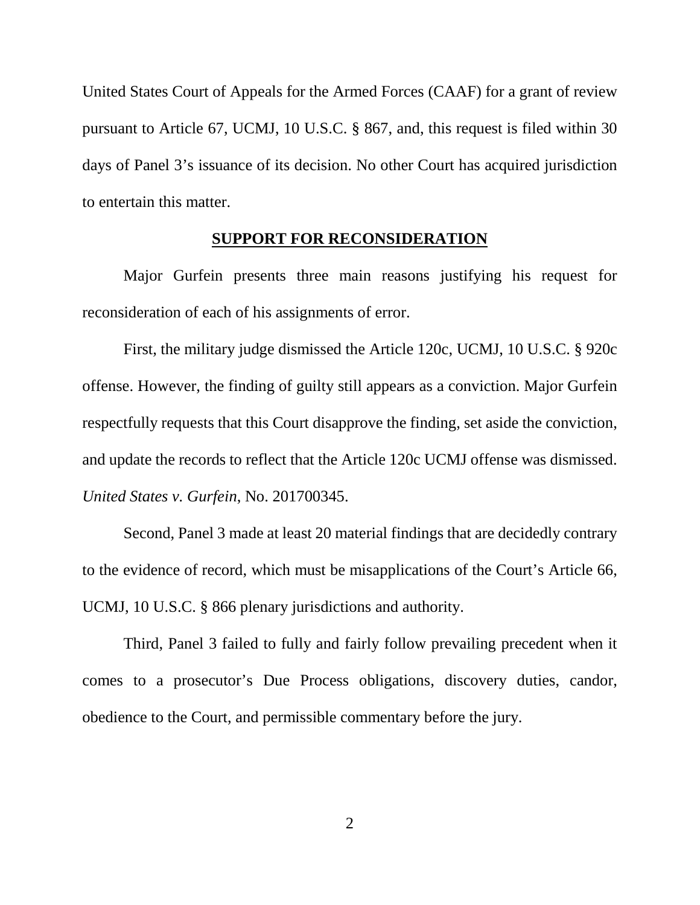United States Court of Appeals for the Armed Forces (CAAF) for a grant of review pursuant to Article 67, UCMJ, 10 U.S.C. § 867, and, this request is filed within 30 days of Panel 3's issuance of its decision. No other Court has acquired jurisdiction to entertain this matter.

## **SUPPORT FOR RECONSIDERATION**

Major Gurfein presents three main reasons justifying his request for reconsideration of each of his assignments of error.

First, the military judge dismissed the Article 120c, UCMJ, 10 U.S.C. § 920c offense. However, the finding of guilty still appears as a conviction. Major Gurfein respectfully requests that this Court disapprove the finding, set aside the conviction, and update the records to reflect that the Article 120c UCMJ offense was dismissed. *United States v. Gurfein*, No. 201700345.

Second, Panel 3 made at least 20 material findings that are decidedly contrary to the evidence of record, which must be misapplications of the Court's Article 66, UCMJ, 10 U.S.C. § 866 plenary jurisdictions and authority.

Third, Panel 3 failed to fully and fairly follow prevailing precedent when it comes to a prosecutor's Due Process obligations, discovery duties, candor, obedience to the Court, and permissible commentary before the jury.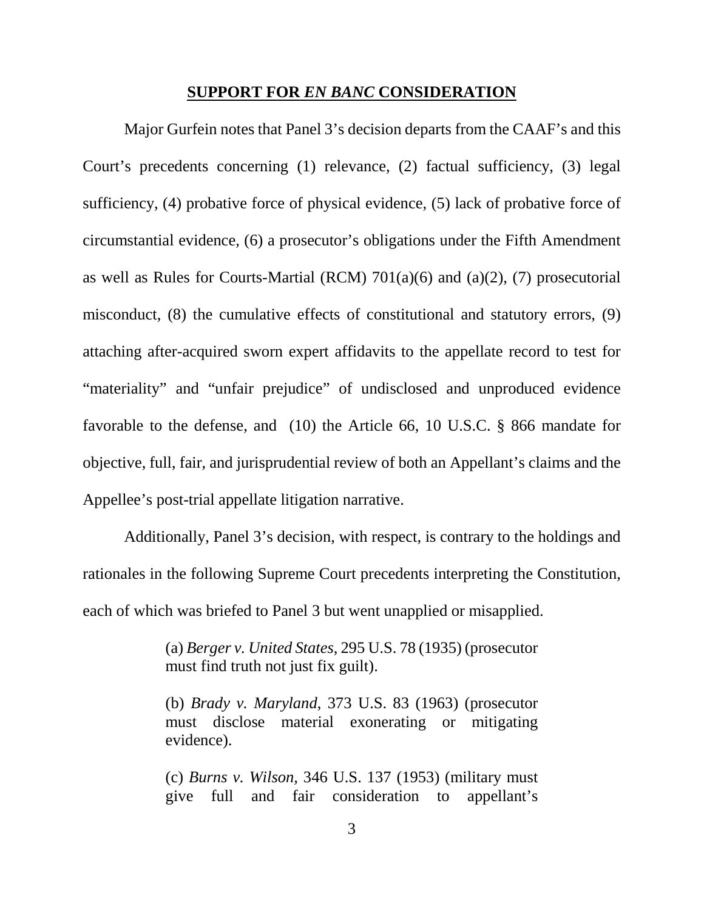## **SUPPORT FOR *EN BANC* CONSIDERATION**

Major Gurfein notes that Panel 3's decision departs from the CAAF's and this Court's precedents concerning (1) relevance, (2) factual sufficiency, (3) legal sufficiency, (4) probative force of physical evidence, (5) lack of probative force of circumstantial evidence, (6) a prosecutor's obligations under the Fifth Amendment as well as Rules for Courts-Martial (RCM) 701(a)(6) and (a)(2), (7) prosecutorial misconduct, (8) the cumulative effects of constitutional and statutory errors, (9) attaching after-acquired sworn expert affidavits to the appellate record to test for "materiality" and "unfair prejudice" of undisclosed and unproduced evidence favorable to the defense, and (10) the Article 66, 10 U.S.C. § 866 mandate for objective, full, fair, and jurisprudential review of both an Appellant's claims and the Appellee's post-trial appellate litigation narrative.

Additionally, Panel 3's decision, with respect, is contrary to the holdings and rationales in the following Supreme Court precedents interpreting the Constitution, each of which was briefed to Panel 3 but went unapplied or misapplied.

> (a) *Berger v. United States*, 295 U.S. 78 (1935) (prosecutor must find truth not just fix guilt).
>
> (b) *Brady v. Maryland*, 373 U.S. 83 (1963) (prosecutor must disclose material exonerating or mitigating evidence).
>
> (c) *Burns v. Wilson*, 346 U.S. 137 (1953) (military must give full and fair consideration to appellant's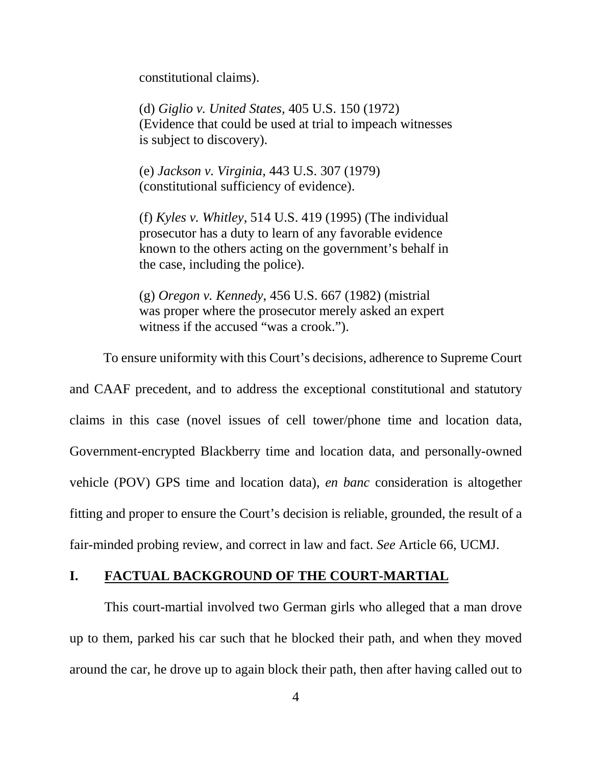constitutional claims).

(d) *Giglio v. United States*, 405 U.S. 150 (1972) (Evidence that could be used at trial to impeach witnesses is subject to discovery).

(e) *Jackson v. Virginia*, 443 U.S. 307 (1979) (constitutional sufficiency of evidence).

(f) *Kyles v. Whitley*, 514 U.S. 419 (1995) (The individual prosecutor has a duty to learn of any favorable evidence known to the others acting on the government's behalf in the case, including the police).

(g) *Oregon v. Kennedy*, 456 U.S. 667 (1982) (mistrial was proper where the prosecutor merely asked an expert witness if the accused "was a crook.").

To ensure uniformity with this Court's decisions, adherence to Supreme Court and CAAF precedent, and to address the exceptional constitutional and statutory claims in this case (novel issues of cell tower/phone time and location data, Government-encrypted Blackberry time and location data, and personally-owned vehicle (POV) GPS time and location data), *en banc* consideration is altogether fitting and proper to ensure the Court's decision is reliable, grounded, the result of a fair-minded probing review, and correct in law and fact. *See* Article 66, UCMJ.

## I. FACTUAL BACKGROUND OF THE COURT-MARTIAL

This court-martial involved two German girls who alleged that a man drove up to them, parked his car such that he blocked their path, and when they moved around the car, he drove up to again block their path, then after having called out to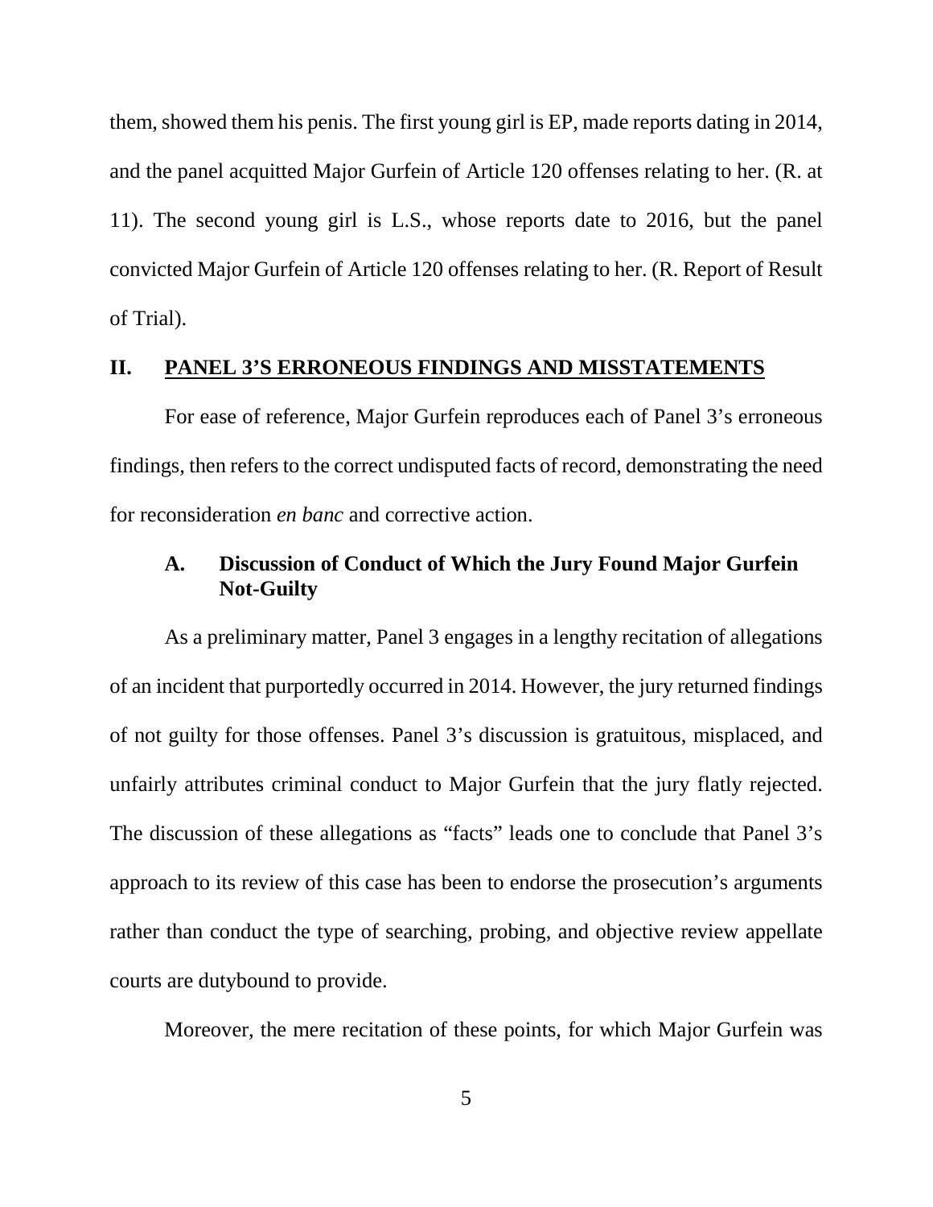them, showed them his penis. The first young girl is EP, made reports dating in 2014, and the panel acquitted Major Gurfein of Article 120 offenses relating to her. (R. at 11). The second young girl is L.S., whose reports date to 2016, but the panel convicted Major Gurfein of Article 120 offenses relating to her. (R. Report of Result of Trial).

## II. PANEL 3'S ERRONEOUS FINDINGS AND MISSTATEMENTS

For ease of reference, Major Gurfein reproduces each of Panel 3's erroneous findings, then refers to the correct undisputed facts of record, demonstrating the need for reconsideration *en banc* and corrective action.

### A. Discussion of Conduct of Which the Jury Found Major Gurfein Not-Guilty

As a preliminary matter, Panel 3 engages in a lengthy recitation of allegations of an incident that purportedly occurred in 2014. However, the jury returned findings of not guilty for those offenses. Panel 3's discussion is gratuitous, misplaced, and unfairly attributes criminal conduct to Major Gurfein that the jury flatly rejected. The discussion of these allegations as "facts" leads one to conclude that Panel 3's approach to its review of this case has been to endorse the prosecution's arguments rather than conduct the type of searching, probing, and objective review appellate courts are dutybound to provide.

Moreover, the mere recitation of these points, for which Major Gurfein was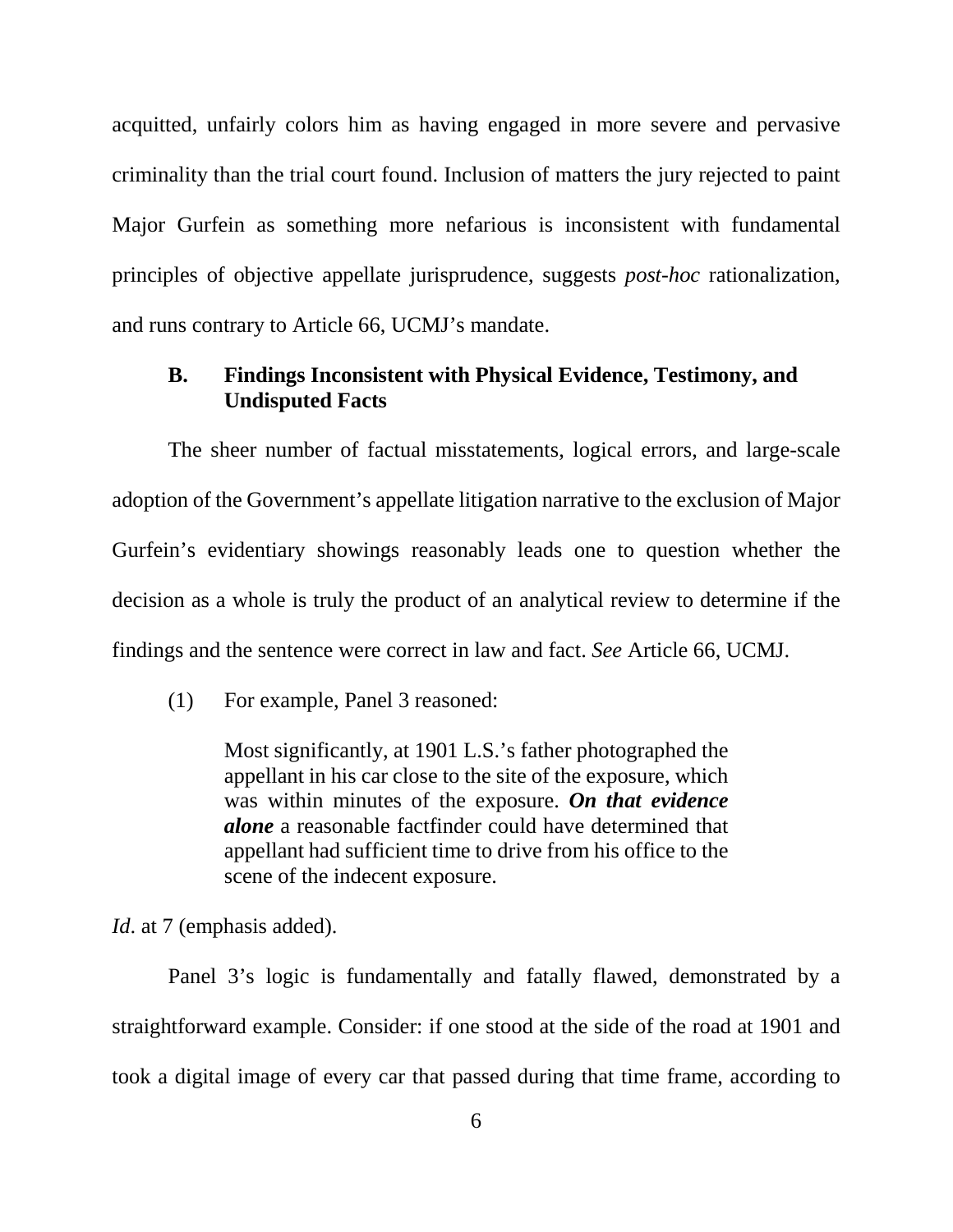acquitted, unfairly colors him as having engaged in more severe and pervasive criminality than the trial court found. Inclusion of matters the jury rejected to paint Major Gurfein as something more nefarious is inconsistent with fundamental principles of objective appellate jurisprudence, suggests *post-hoc* rationalization, and runs contrary to Article 66, UCMJ's mandate.

### B. Findings Inconsistent with Physical Evidence, Testimony, and Undisputed Facts

The sheer number of factual misstatements, logical errors, and large-scale adoption of the Government's appellate litigation narrative to the exclusion of Major Gurfein's evidentiary showings reasonably leads one to question whether the decision as a whole is truly the product of an analytical review to determine if the findings and the sentence were correct in law and fact. *See* Article 66, UCMJ.

(1) For example, Panel 3 reasoned:

> Most significantly, at 1901 L.S.'s father photographed the appellant in his car close to the site of the exposure, which was within minutes of the exposure. ***On that evidence alone*** a reasonable factfinder could have determined that appellant had sufficient time to drive from his office to the scene of the indecent exposure.

*Id*. at 7 (emphasis added).

Panel 3's logic is fundamentally and fatally flawed, demonstrated by a straightforward example. Consider: if one stood at the side of the road at 1901 and took a digital image of every car that passed during that time frame, according to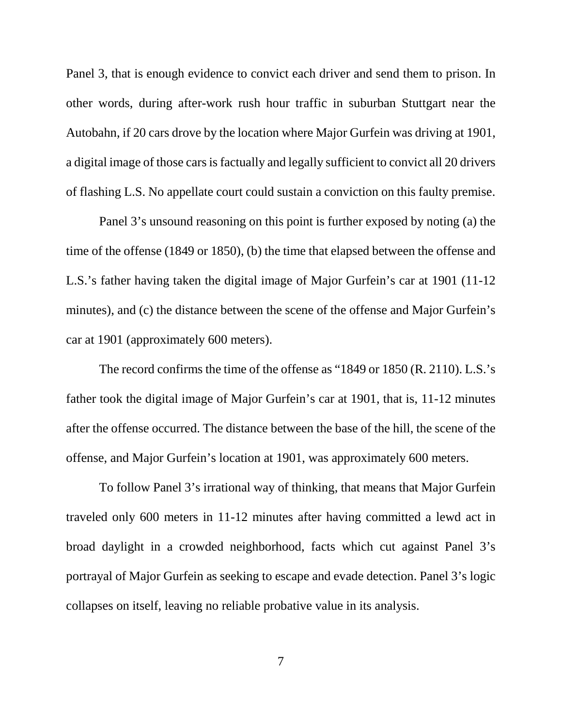Panel 3, that is enough evidence to convict each driver and send them to prison. In other words, during after-work rush hour traffic in suburban Stuttgart near the Autobahn, if 20 cars drove by the location where Major Gurfein was driving at 1901, a digital image of those cars is factually and legally sufficient to convict all 20 drivers of flashing L.S. No appellate court could sustain a conviction on this faulty premise.

Panel 3's unsound reasoning on this point is further exposed by noting (a) the time of the offense (1849 or 1850), (b) the time that elapsed between the offense and L.S.'s father having taken the digital image of Major Gurfein's car at 1901 (11-12 minutes), and (c) the distance between the scene of the offense and Major Gurfein's car at 1901 (approximately 600 meters).

The record confirms the time of the offense as "1849 or 1850 (R. 2110). L.S.'s father took the digital image of Major Gurfein's car at 1901, that is, 11-12 minutes after the offense occurred. The distance between the base of the hill, the scene of the offense, and Major Gurfein's location at 1901, was approximately 600 meters.

To follow Panel 3's irrational way of thinking, that means that Major Gurfein traveled only 600 meters in 11-12 minutes after having committed a lewd act in broad daylight in a crowded neighborhood, facts which cut against Panel 3's portrayal of Major Gurfein as seeking to escape and evade detection. Panel 3's logic collapses on itself, leaving no reliable probative value in its analysis.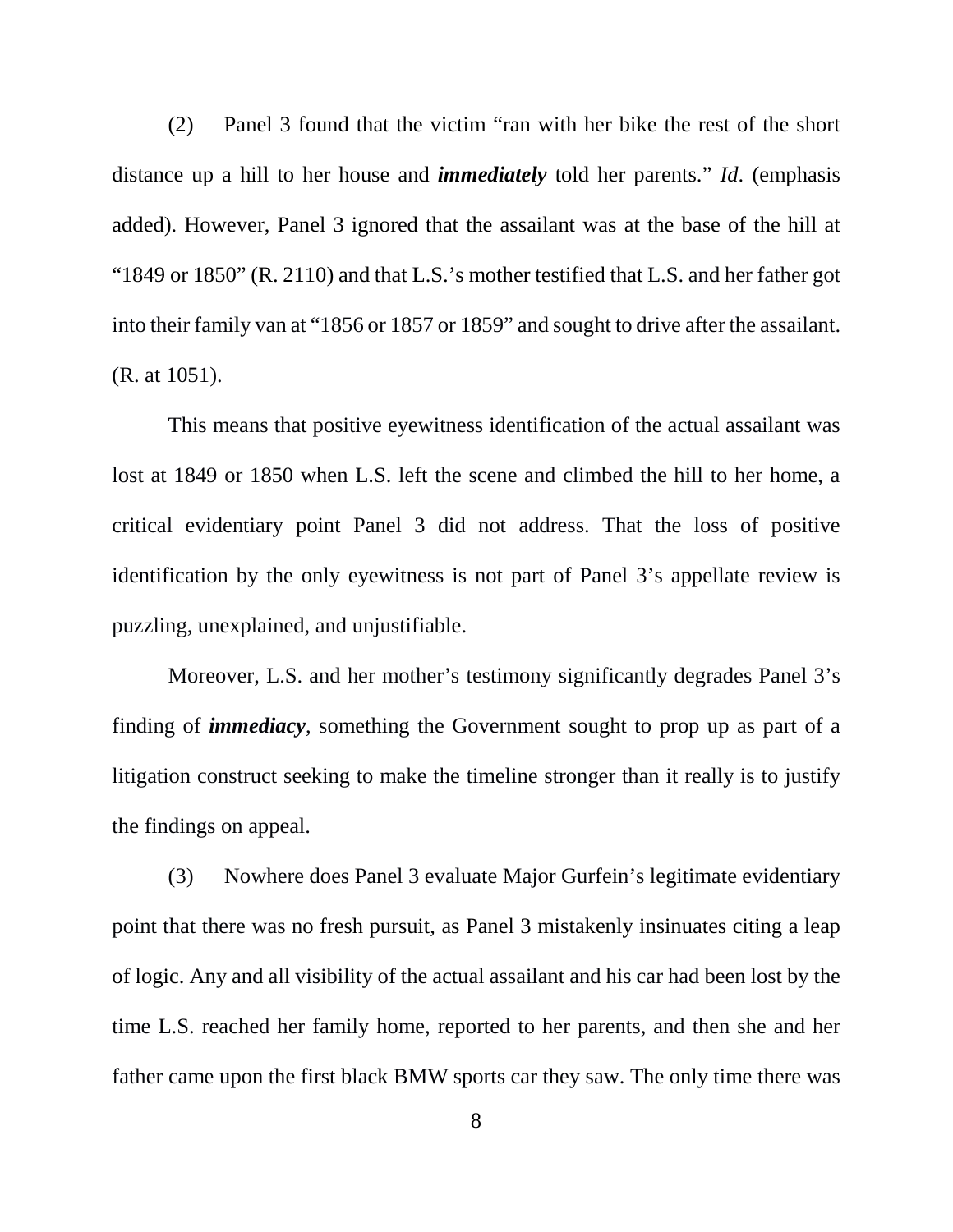(2) Panel 3 found that the victim "ran with her bike the rest of the short distance up a hill to her house and ***immediately*** told her parents." *Id*. (emphasis added). However, Panel 3 ignored that the assailant was at the base of the hill at "1849 or 1850" (R. 2110) and that L.S.'s mother testified that L.S. and her father got into their family van at "1856 or 1857 or 1859" and sought to drive after the assailant. (R. at 1051).

This means that positive eyewitness identification of the actual assailant was lost at 1849 or 1850 when L.S. left the scene and climbed the hill to her home, a critical evidentiary point Panel 3 did not address. That the loss of positive identification by the only eyewitness is not part of Panel 3's appellate review is puzzling, unexplained, and unjustifiable.

Moreover, L.S. and her mother's testimony significantly degrades Panel 3's finding of ***immediacy***, something the Government sought to prop up as part of a litigation construct seeking to make the timeline stronger than it really is to justify the findings on appeal.

(3) Nowhere does Panel 3 evaluate Major Gurfein's legitimate evidentiary point that there was no fresh pursuit, as Panel 3 mistakenly insinuates citing a leap of logic. Any and all visibility of the actual assailant and his car had been lost by the time L.S. reached her family home, reported to her parents, and then she and her father came upon the first black BMW sports car they saw. The only time there was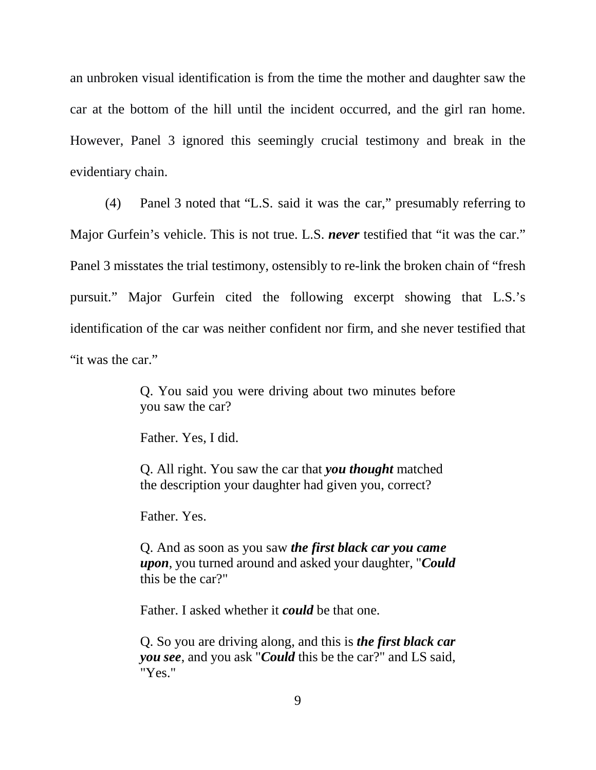an unbroken visual identification is from the time the mother and daughter saw the car at the bottom of the hill until the incident occurred, and the girl ran home. However, Panel 3 ignored this seemingly crucial testimony and break in the evidentiary chain.

(4) Panel 3 noted that "L.S. said it was the car," presumably referring to Major Gurfein's vehicle. This is not true. L.S. ***never*** testified that "it was the car." Panel 3 misstates the trial testimony, ostensibly to re-link the broken chain of "fresh pursuit." Major Gurfein cited the following excerpt showing that L.S.'s identification of the car was neither confident nor firm, and she never testified that "it was the car."

> Q. You said you were driving about two minutes before you saw the car?
>
> Father. Yes, I did.
>
> Q. All right. You saw the car that ***you thought*** matched the description your daughter had given you, correct?
>
> Father. Yes.
>
> Q. And as soon as you saw ***the first black car you came upon***, you turned around and asked your daughter, "***Could*** this be the car?"
>
> Father. I asked whether it ***could*** be that one.
>
> Q. So you are driving along, and this is ***the first black car you see***, and you ask "***Could*** this be the car?" and LS said, "Yes."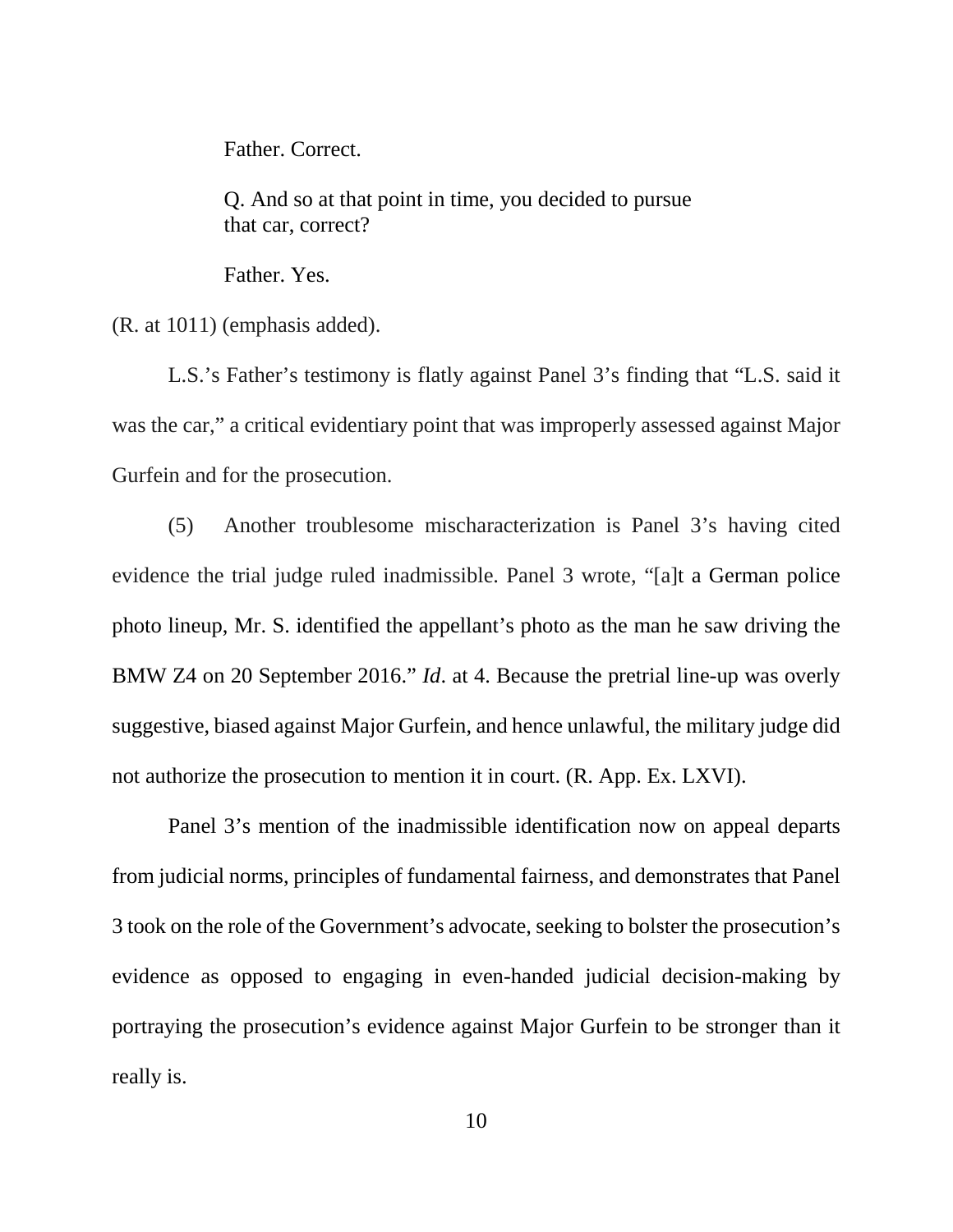> Father. Correct.
>
> Q. And so at that point in time, you decided to pursue that car, correct?
>
> Father. Yes.

(R. at 1011) (emphasis added).

L.S.'s Father's testimony is flatly against Panel 3's finding that "L.S. said it was the car," a critical evidentiary point that was improperly assessed against Major Gurfein and for the prosecution.

(5) Another troublesome mischaracterization is Panel 3's having cited evidence the trial judge ruled inadmissible. Panel 3 wrote, "[a]t a German police photo lineup, Mr. S. identified the appellant's photo as the man he saw driving the BMW Z4 on 20 September 2016." *Id*. at 4. Because the pretrial line-up was overly suggestive, biased against Major Gurfein, and hence unlawful, the military judge did not authorize the prosecution to mention it in court. (R. App. Ex. LXVI).

Panel 3's mention of the inadmissible identification now on appeal departs from judicial norms, principles of fundamental fairness, and demonstrates that Panel 3 took on the role of the Government's advocate, seeking to bolster the prosecution's evidence as opposed to engaging in even-handed judicial decision-making by portraying the prosecution's evidence against Major Gurfein to be stronger than it really is.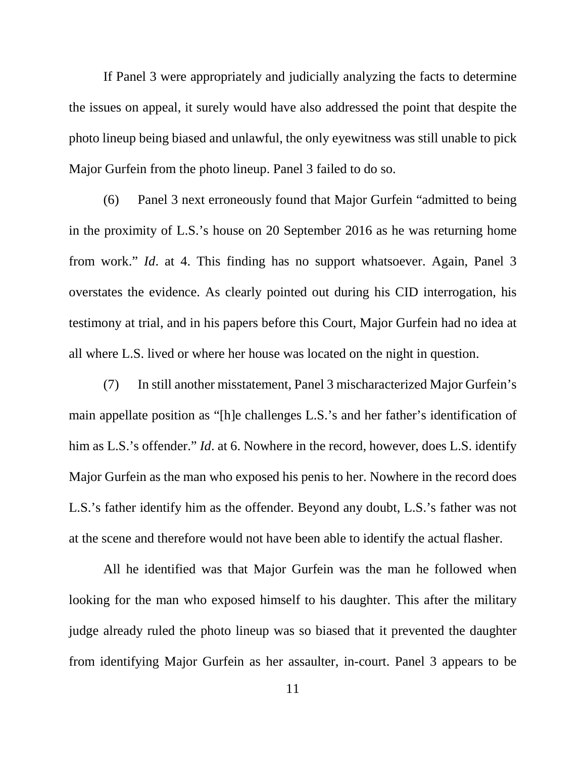If Panel 3 were appropriately and judicially analyzing the facts to determine the issues on appeal, it surely would have also addressed the point that despite the photo lineup being biased and unlawful, the only eyewitness was still unable to pick Major Gurfein from the photo lineup. Panel 3 failed to do so.

(6) Panel 3 next erroneously found that Major Gurfein "admitted to being in the proximity of L.S.'s house on 20 September 2016 as he was returning home from work." *Id*. at 4. This finding has no support whatsoever. Again, Panel 3 overstates the evidence. As clearly pointed out during his CID interrogation, his testimony at trial, and in his papers before this Court, Major Gurfein had no idea at all where L.S. lived or where her house was located on the night in question.

(7) In still another misstatement, Panel 3 mischaracterized Major Gurfein's main appellate position as "[h]e challenges L.S.'s and her father's identification of him as L.S.'s offender." *Id*. at 6. Nowhere in the record, however, does L.S. identify Major Gurfein as the man who exposed his penis to her. Nowhere in the record does L.S.'s father identify him as the offender. Beyond any doubt, L.S.'s father was not at the scene and therefore would not have been able to identify the actual flasher.

All he identified was that Major Gurfein was the man he followed when looking for the man who exposed himself to his daughter. This after the military judge already ruled the photo lineup was so biased that it prevented the daughter from identifying Major Gurfein as her assaulter, in-court. Panel 3 appears to be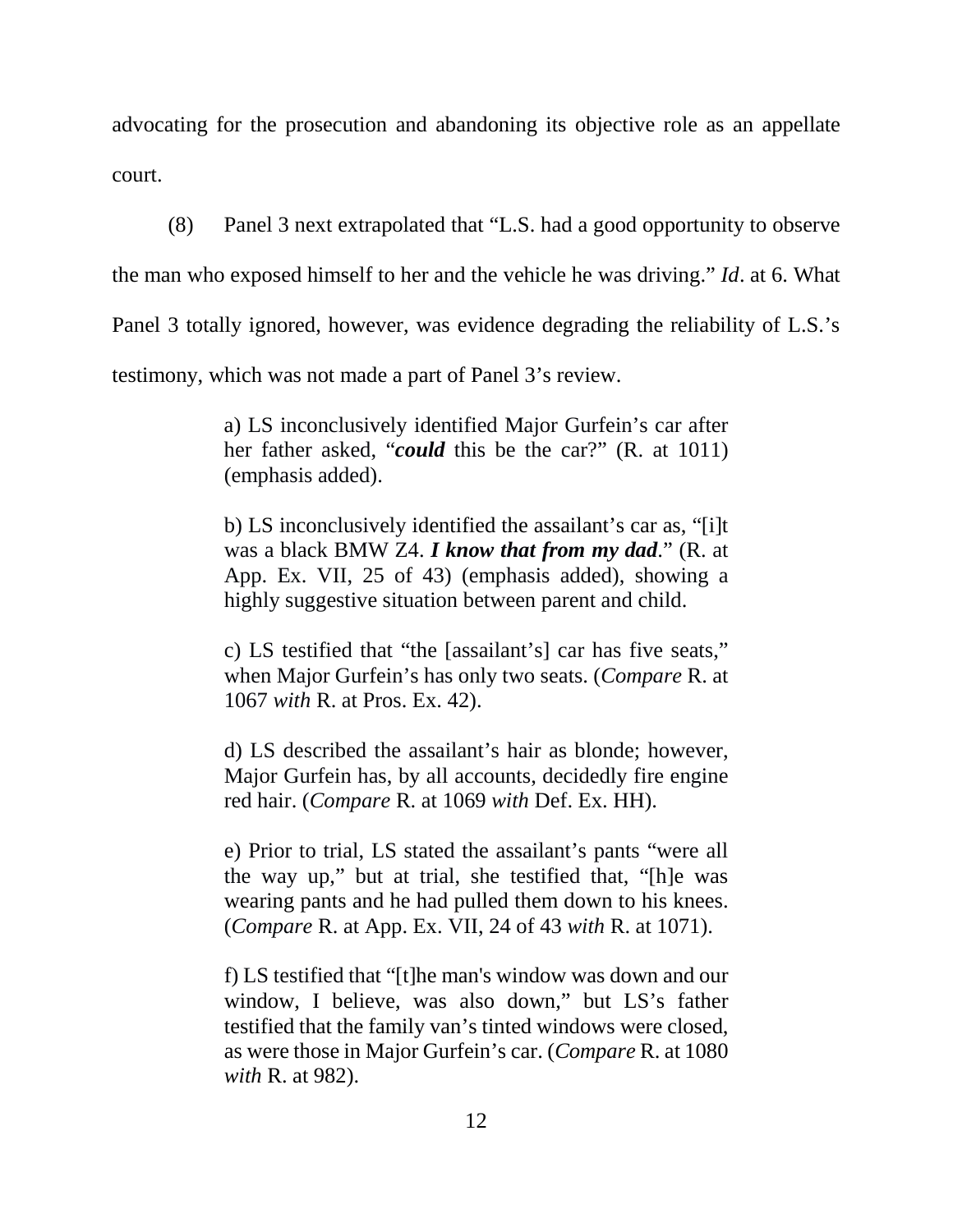advocating for the prosecution and abandoning its objective role as an appellate court.

(8) Panel 3 next extrapolated that "L.S. had a good opportunity to observe the man who exposed himself to her and the vehicle he was driving." *Id*. at 6. What Panel 3 totally ignored, however, was evidence degrading the reliability of L.S.'s testimony, which was not made a part of Panel 3's review.

> a) LS inconclusively identified Major Gurfein's car after her father asked, "***could*** this be the car?" (R. at 1011) (emphasis added).
>
> b) LS inconclusively identified the assailant's car as, "[i]t was a black BMW Z4. ***I know that from my dad***." (R. at App. Ex. VII, 25 of 43) (emphasis added), showing a highly suggestive situation between parent and child.
>
> c) LS testified that "the [assailant's] car has five seats," when Major Gurfein's has only two seats. (*Compare* R. at 1067 *with* R. at Pros. Ex. 42).
>
> d) LS described the assailant's hair as blonde; however, Major Gurfein has, by all accounts, decidedly fire engine red hair. (*Compare* R. at 1069 *with* Def. Ex. HH).
>
> e) Prior to trial, LS stated the assailant's pants "were all the way up," but at trial, she testified that, "[h]e was wearing pants and he had pulled them down to his knees. (*Compare* R. at App. Ex. VII, 24 of 43 *with* R. at 1071).
>
> f) LS testified that "[t]he man's window was down and our window, I believe, was also down," but LS's father testified that the family van's tinted windows were closed, as were those in Major Gurfein's car. (*Compare* R. at 1080 *with* R. at 982).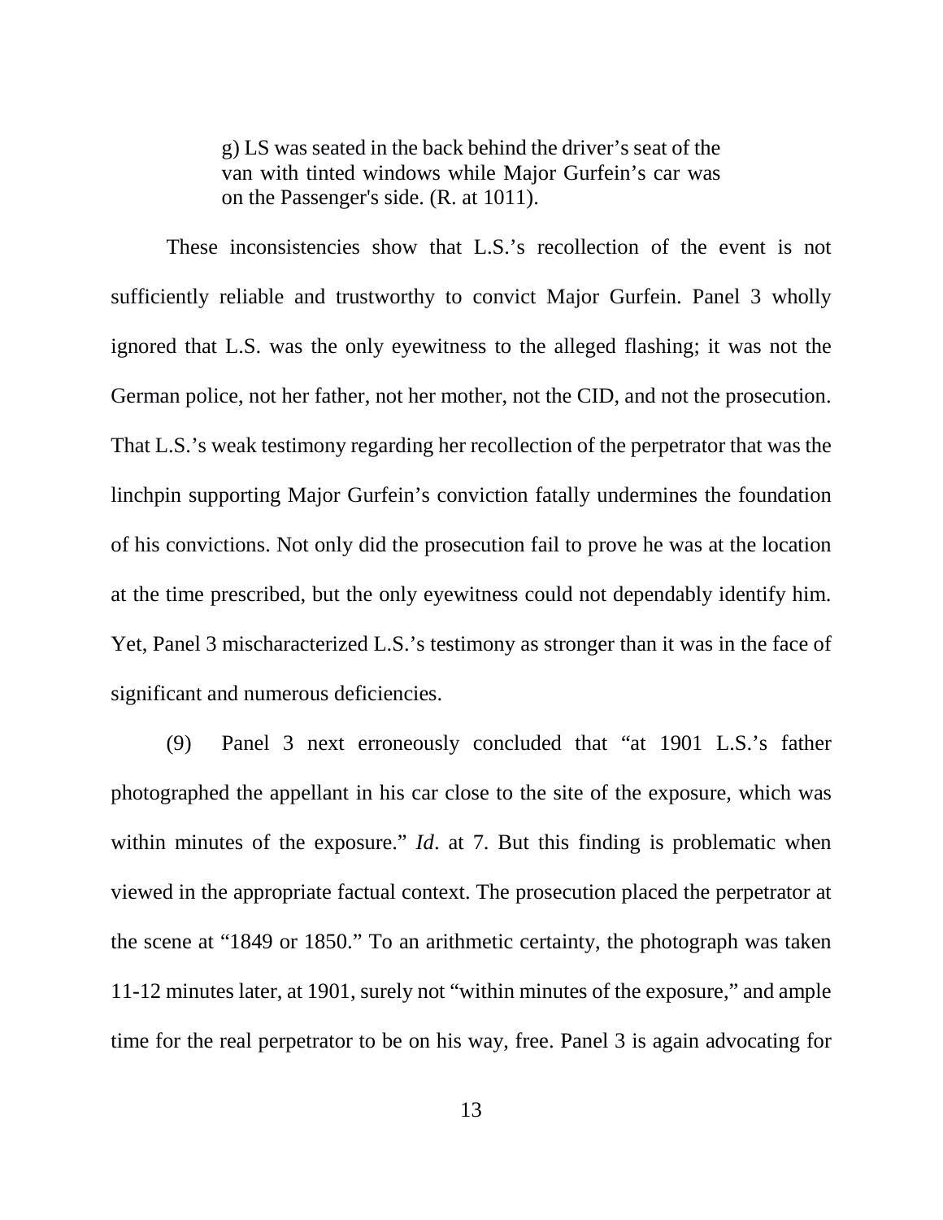> g) LS was seated in the back behind the driver's seat of the van with tinted windows while Major Gurfein's car was on the Passenger's side. (R. at 1011).

These inconsistencies show that L.S.'s recollection of the event is not sufficiently reliable and trustworthy to convict Major Gurfein. Panel 3 wholly ignored that L.S. was the only eyewitness to the alleged flashing; it was not the German police, not her father, not her mother, not the CID, and not the prosecution. That L.S.'s weak testimony regarding her recollection of the perpetrator that was the linchpin supporting Major Gurfein's conviction fatally undermines the foundation of his convictions. Not only did the prosecution fail to prove he was at the location at the time prescribed, but the only eyewitness could not dependably identify him. Yet, Panel 3 mischaracterized L.S.'s testimony as stronger than it was in the face of significant and numerous deficiencies.

(9) Panel 3 next erroneously concluded that "at 1901 L.S.'s father photographed the appellant in his car close to the site of the exposure, which was within minutes of the exposure." *Id*. at 7. But this finding is problematic when viewed in the appropriate factual context. The prosecution placed the perpetrator at the scene at "1849 or 1850." To an arithmetic certainty, the photograph was taken 11-12 minutes later, at 1901, surely not "within minutes of the exposure," and ample time for the real perpetrator to be on his way, free. Panel 3 is again advocating for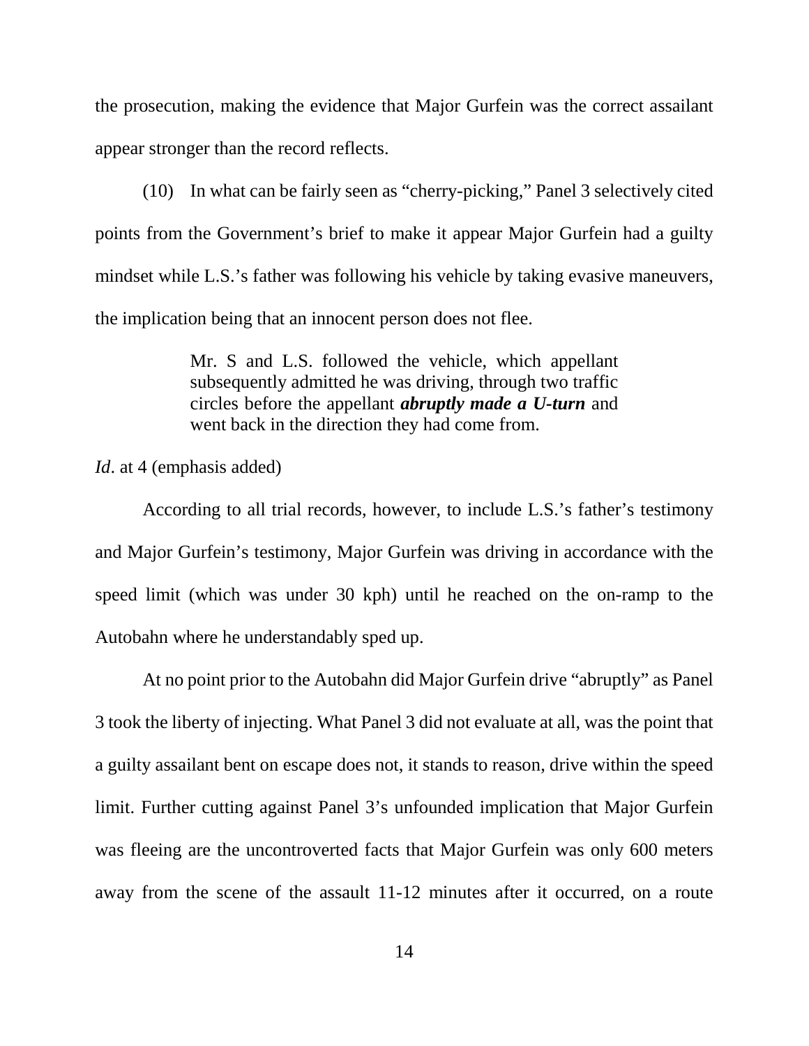the prosecution, making the evidence that Major Gurfein was the correct assailant appear stronger than the record reflects.

(10) In what can be fairly seen as "cherry-picking," Panel 3 selectively cited points from the Government's brief to make it appear Major Gurfein had a guilty mindset while L.S.'s father was following his vehicle by taking evasive maneuvers, the implication being that an innocent person does not flee.

> Mr. S and L.S. followed the vehicle, which appellant subsequently admitted he was driving, through two traffic circles before the appellant ***abruptly made a U-turn*** and went back in the direction they had come from.

*Id*. at 4 (emphasis added)

According to all trial records, however, to include L.S.'s father's testimony and Major Gurfein's testimony, Major Gurfein was driving in accordance with the speed limit (which was under 30 kph) until he reached on the on-ramp to the Autobahn where he understandably sped up.

At no point prior to the Autobahn did Major Gurfein drive "abruptly" as Panel 3 took the liberty of injecting. What Panel 3 did not evaluate at all, was the point that a guilty assailant bent on escape does not, it stands to reason, drive within the speed limit. Further cutting against Panel 3's unfounded implication that Major Gurfein was fleeing are the uncontroverted facts that Major Gurfein was only 600 meters away from the scene of the assault 11-12 minutes after it occurred, on a route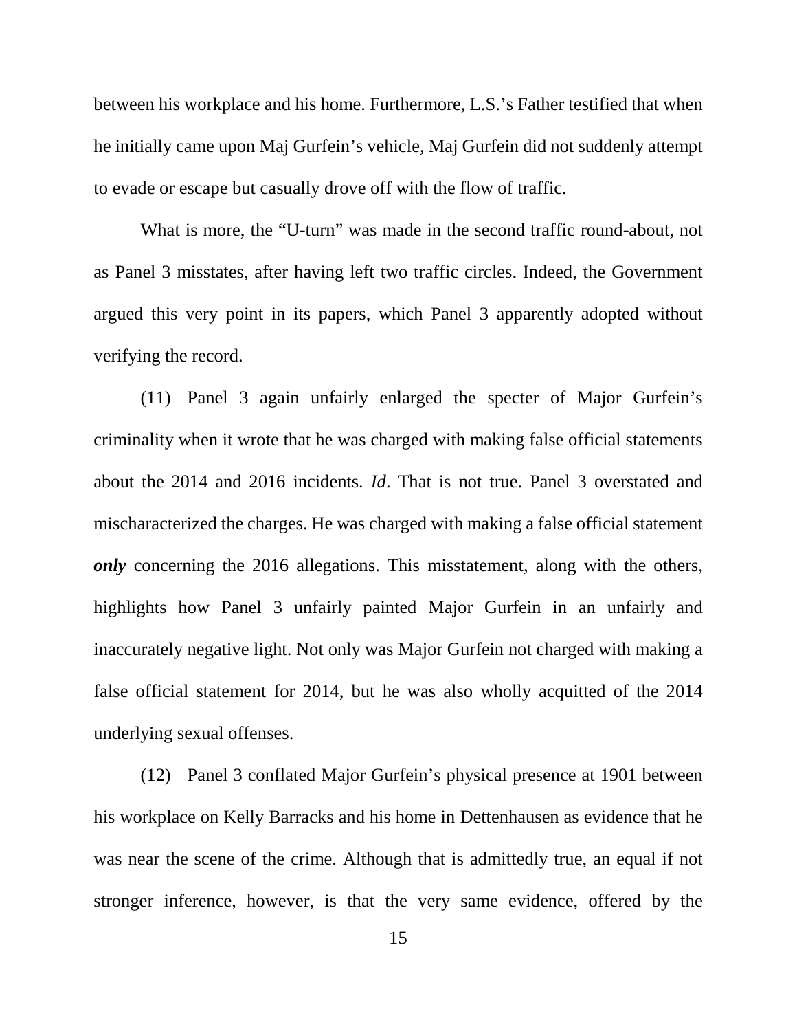between his workplace and his home. Furthermore, L.S.'s Father testified that when he initially came upon Maj Gurfein's vehicle, Maj Gurfein did not suddenly attempt to evade or escape but casually drove off with the flow of traffic.

What is more, the "U-turn" was made in the second traffic round-about, not as Panel 3 misstates, after having left two traffic circles. Indeed, the Government argued this very point in its papers, which Panel 3 apparently adopted without verifying the record.

(11) Panel 3 again unfairly enlarged the specter of Major Gurfein's criminality when it wrote that he was charged with making false official statements about the 2014 and 2016 incidents. *Id*. That is not true. Panel 3 overstated and mischaracterized the charges. He was charged with making a false official statement ***only*** concerning the 2016 allegations. This misstatement, along with the others, highlights how Panel 3 unfairly painted Major Gurfein in an unfairly and inaccurately negative light. Not only was Major Gurfein not charged with making a false official statement for 2014, but he was also wholly acquitted of the 2014 underlying sexual offenses.

(12) Panel 3 conflated Major Gurfein's physical presence at 1901 between his workplace on Kelly Barracks and his home in Dettenhausen as evidence that he was near the scene of the crime. Although that is admittedly true, an equal if not stronger inference, however, is that the very same evidence, offered by the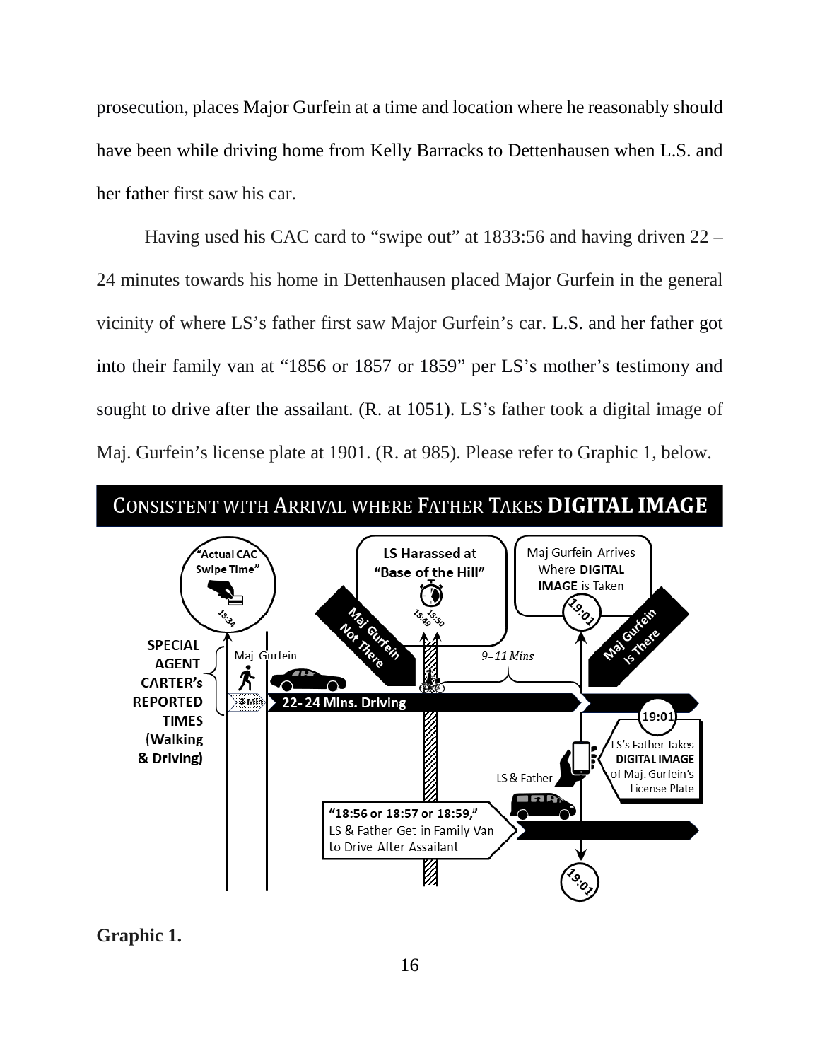prosecution, places Major Gurfein at a time and location where he reasonably should have been while driving home from Kelly Barracks to Dettenhausen when L.S. and her father first saw his car.

Having used his CAC card to "swipe out" at 1833:56 and having driven 22 – 24 minutes towards his home in Dettenhausen placed Major Gurfein in the general vicinity of where LS's father first saw Major Gurfein's car. L.S. and her father got into their family van at "1856 or 1857 or 1859" per LS's mother's testimony and sought to drive after the assailant. (R. at 1051). LS's father took a digital image of Maj. Gurfein's license plate at 1901. (R. at 985). Please refer to Graphic 1, below.

**CONSISTENT WITH ARRIVAL WHERE FATHER TAKES DIGITAL IMAGE**

"Actual CAC Swipe Time" 18:34

LS Harassed at "Base of the Hill" 18:49 18:50

Maj Gurfein Arrives Where **DIGITAL IMAGE** is Taken 19:01

Maj Gurfein Not There

Maj Gurfein Is There

**SPECIAL AGENT CARTER's REPORTED TIMES (Walking & Driving)**

Maj. Gurfein

3 Min

22- 24 Mins. Driving

*9–11 Mins*

19:01

LS's Father Takes **DIGITAL IMAGE** of Maj. Gurfein's License Plate

LS & Father

"18:56 or 18:57 or 18:59," LS & Father Get in Family Van to Drive After Assailant

19:01

**Graphic 1.**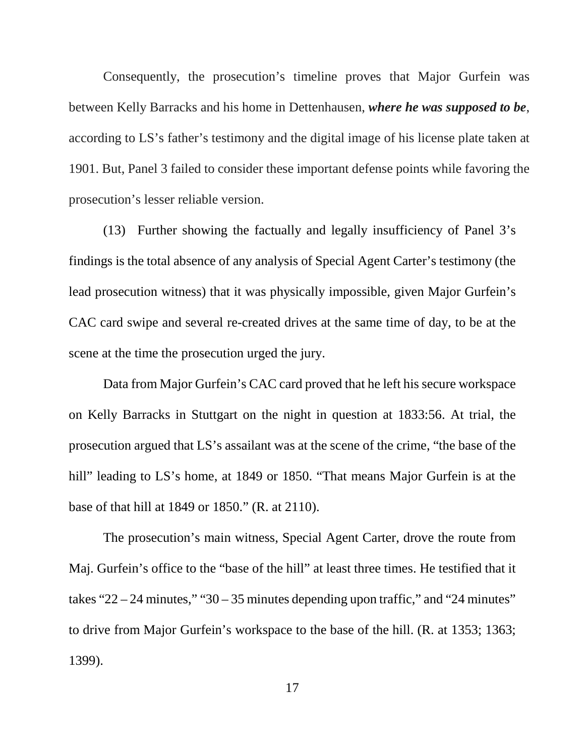Consequently, the prosecution's timeline proves that Major Gurfein was between Kelly Barracks and his home in Dettenhausen, ***where he was supposed to be***, according to LS's father's testimony and the digital image of his license plate taken at 1901. But, Panel 3 failed to consider these important defense points while favoring the prosecution's lesser reliable version.

(13) Further showing the factually and legally insufficiency of Panel 3's findings is the total absence of any analysis of Special Agent Carter's testimony (the lead prosecution witness) that it was physically impossible, given Major Gurfein's CAC card swipe and several re-created drives at the same time of day, to be at the scene at the time the prosecution urged the jury.

Data from Major Gurfein's CAC card proved that he left his secure workspace on Kelly Barracks in Stuttgart on the night in question at 1833:56. At trial, the prosecution argued that LS's assailant was at the scene of the crime, "the base of the hill" leading to LS's home, at 1849 or 1850. "That means Major Gurfein is at the base of that hill at 1849 or 1850." (R. at 2110).

The prosecution's main witness, Special Agent Carter, drove the route from Maj. Gurfein's office to the "base of the hill" at least three times. He testified that it takes "22 – 24 minutes," "30 – 35 minutes depending upon traffic," and "24 minutes" to drive from Major Gurfein's workspace to the base of the hill. (R. at 1353; 1363; 1399).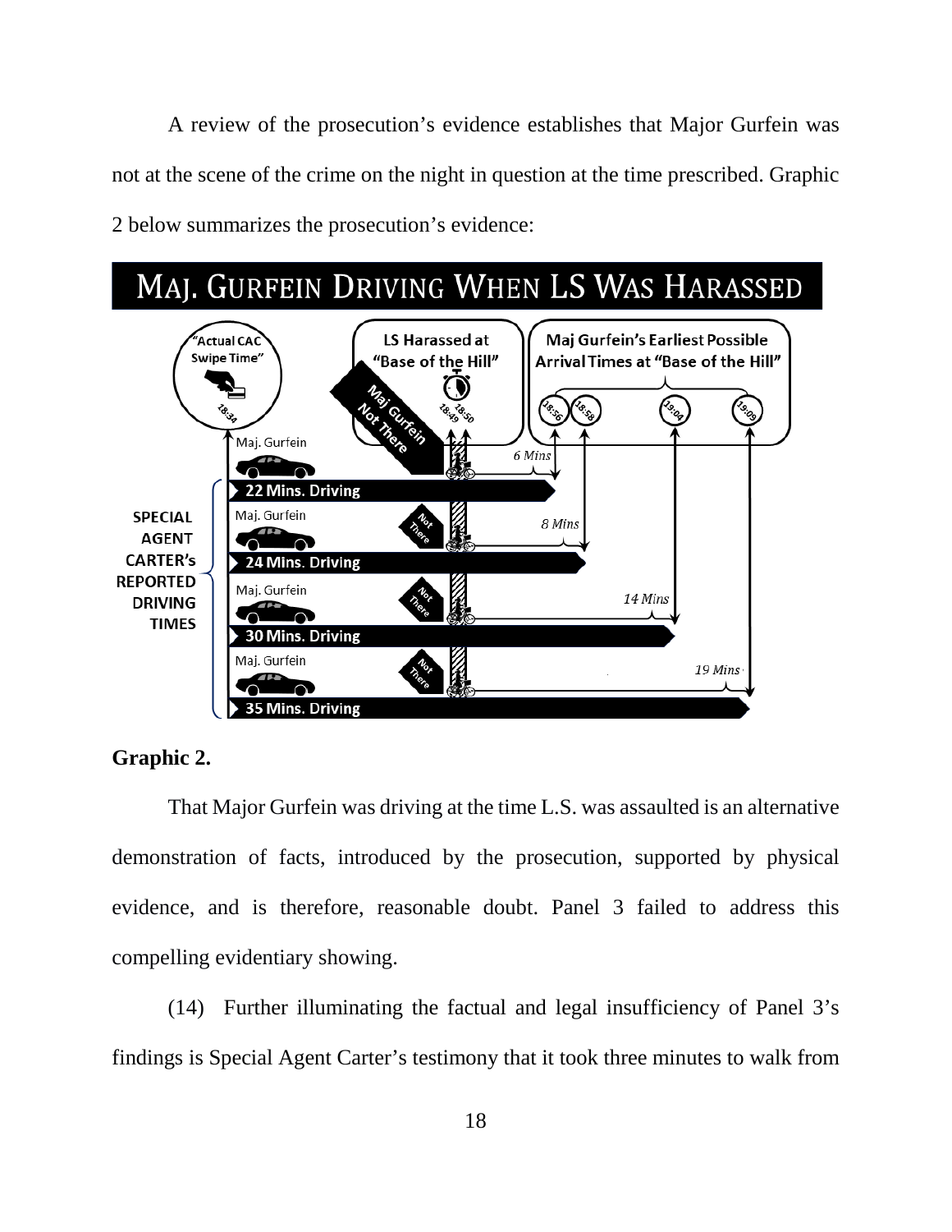A review of the prosecution's evidence establishes that Major Gurfein was not at the scene of the crime on the night in question at the time prescribed. Graphic 2 below summarizes the prosecution's evidence:

MAJ. GURFEIN DRIVING WHEN LS WAS HARASSED

"Actual CAC Swipe Time" 18:34

LS Harassed at "Base of the Hill" 18:49 18:50

Maj Gurfein's Earliest Possible Arrival Times at "Base of the Hill" 18:56 18:58 19:04 19:09

SPECIAL AGENT CARTER's REPORTED DRIVING TIMES

- Maj. Gurfein — 22 Mins. Driving — Maj Gurfein Not There — 6 Mins
- Maj. Gurfein — 24 Mins. Driving — Not There — 8 Mins
- Maj. Gurfein — 30 Mins. Driving — Not There — 14 Mins
- Maj. Gurfein — 35 Mins. Driving — Not There — 19 Mins

**Graphic 2.**

That Major Gurfein was driving at the time L.S. was assaulted is an alternative demonstration of facts, introduced by the prosecution, supported by physical evidence, and is therefore, reasonable doubt. Panel 3 failed to address this compelling evidentiary showing.

(14) Further illuminating the factual and legal insufficiency of Panel 3's findings is Special Agent Carter's testimony that it took three minutes to walk from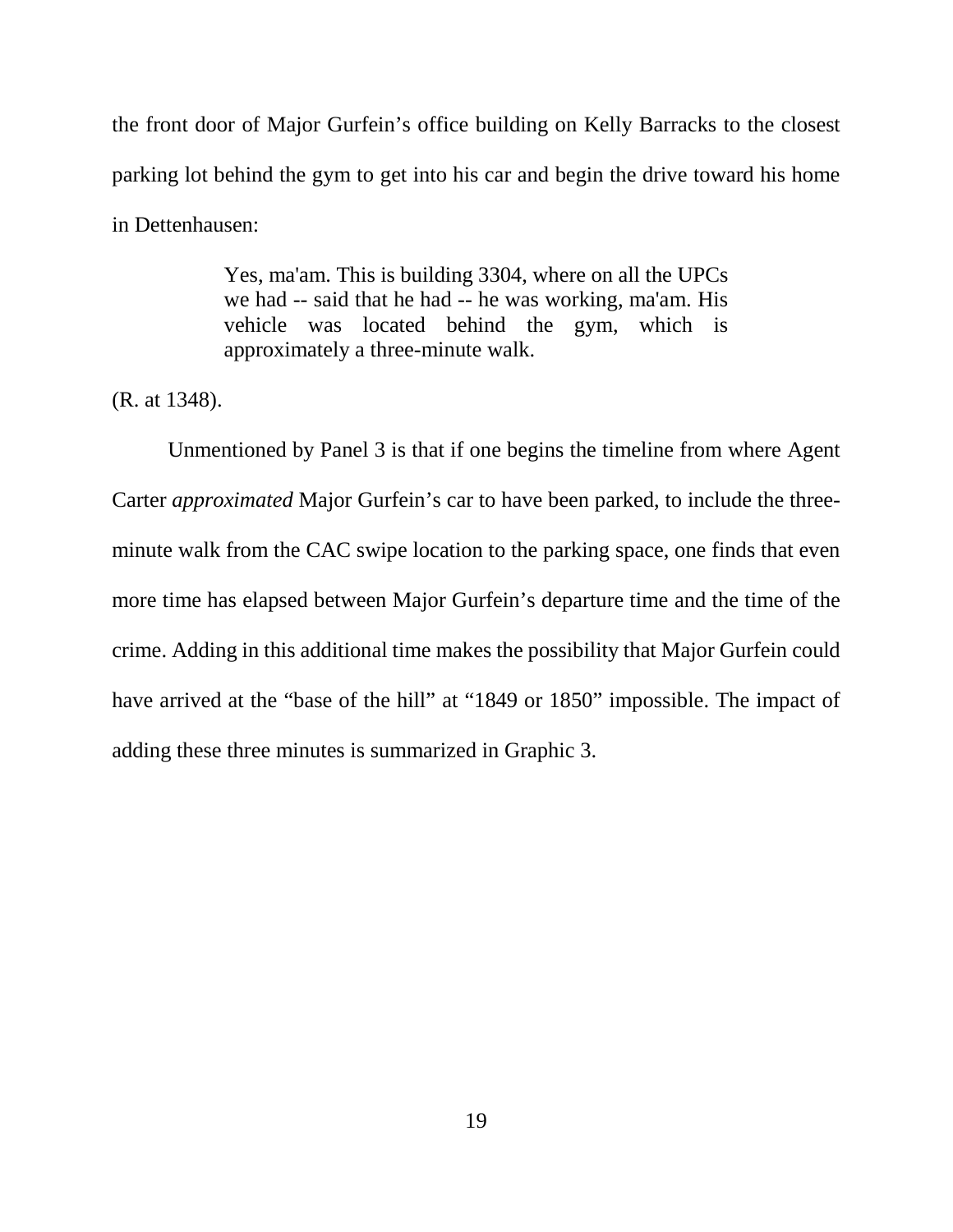the front door of Major Gurfein's office building on Kelly Barracks to the closest parking lot behind the gym to get into his car and begin the drive toward his home in Dettenhausen:

> Yes, ma'am. This is building 3304, where on all the UPCs we had -- said that he had -- he was working, ma'am. His vehicle was located behind the gym, which is approximately a three-minute walk.

(R. at 1348).

Unmentioned by Panel 3 is that if one begins the timeline from where Agent Carter *approximated* Major Gurfein's car to have been parked, to include the three-minute walk from the CAC swipe location to the parking space, one finds that even more time has elapsed between Major Gurfein's departure time and the time of the crime. Adding in this additional time makes the possibility that Major Gurfein could have arrived at the "base of the hill" at "1849 or 1850" impossible. The impact of adding these three minutes is summarized in Graphic 3.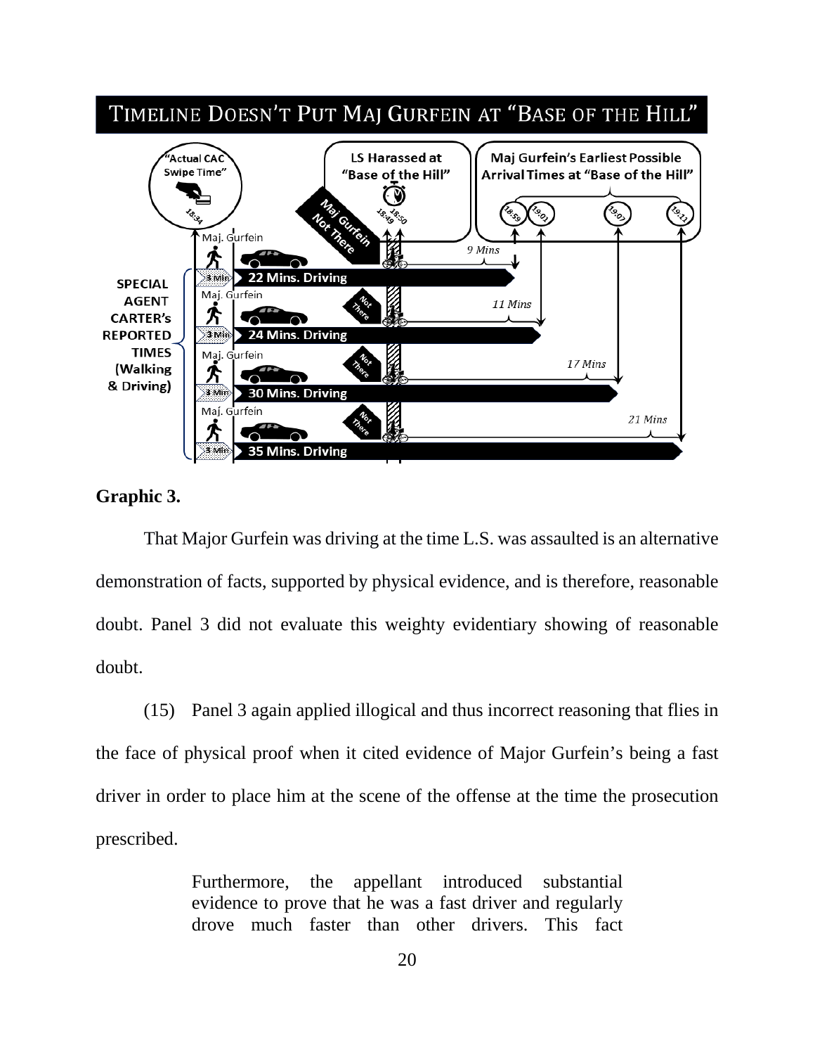TIMELINE DOESN'T PUT MAJ GURFEIN AT "BASE OF THE HILL"

"Actual CAC Swipe Time" 18:34

LS Harassed at "Base of the Hill" 18:49 18:50

Maj Gurfein's Earliest Possible Arrival Times at "Base of the Hill" 18:59 19:01 19:07 19:11

Maj Gurfein Not There

SPECIAL AGENT CARTER's REPORTED TIMES (Walking & Driving)

Maj. Gurfein — 3 Min — 22 Mins. Driving — 9 Mins

Maj. Gurfein — Not There — 3 Min — 24 Mins. Driving — 11 Mins

Maj. Gurfein — Not There — 3 Min — 30 Mins. Driving — 17 Mins

Maj. Gurfein — Not There — 3 Min — 35 Mins. Driving — 21 Mins

**Graphic 3.**

That Major Gurfein was driving at the time L.S. was assaulted is an alternative demonstration of facts, supported by physical evidence, and is therefore, reasonable doubt. Panel 3 did not evaluate this weighty evidentiary showing of reasonable doubt.

(15) Panel 3 again applied illogical and thus incorrect reasoning that flies in the face of physical proof when it cited evidence of Major Gurfein's being a fast driver in order to place him at the scene of the offense at the time the prosecution prescribed.

> Furthermore, the appellant introduced substantial evidence to prove that he was a fast driver and regularly drove much faster than other drivers. This fact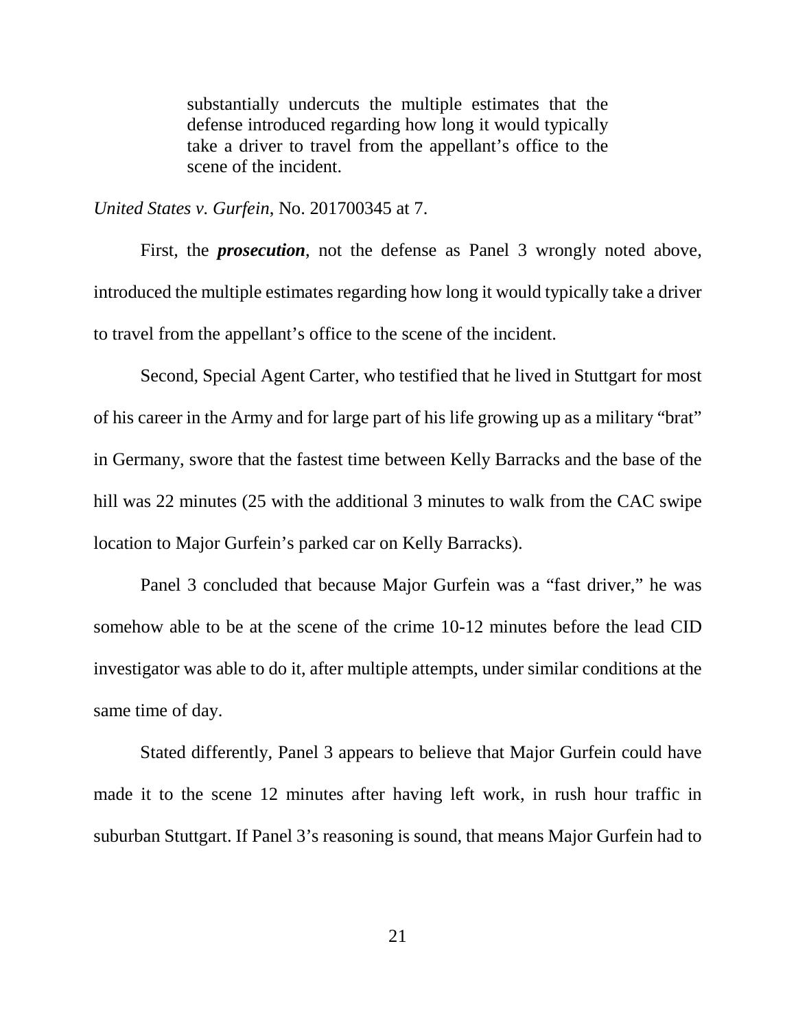> substantially undercuts the multiple estimates that the defense introduced regarding how long it would typically take a driver to travel from the appellant's office to the scene of the incident.

*United States v. Gurfein*, No. 201700345 at 7.

First, the ***prosecution***, not the defense as Panel 3 wrongly noted above, introduced the multiple estimates regarding how long it would typically take a driver to travel from the appellant's office to the scene of the incident.

Second, Special Agent Carter, who testified that he lived in Stuttgart for most of his career in the Army and for large part of his life growing up as a military "brat" in Germany, swore that the fastest time between Kelly Barracks and the base of the hill was 22 minutes (25 with the additional 3 minutes to walk from the CAC swipe location to Major Gurfein's parked car on Kelly Barracks).

Panel 3 concluded that because Major Gurfein was a "fast driver," he was somehow able to be at the scene of the crime 10-12 minutes before the lead CID investigator was able to do it, after multiple attempts, under similar conditions at the same time of day.

Stated differently, Panel 3 appears to believe that Major Gurfein could have made it to the scene 12 minutes after having left work, in rush hour traffic in suburban Stuttgart. If Panel 3's reasoning is sound, that means Major Gurfein had to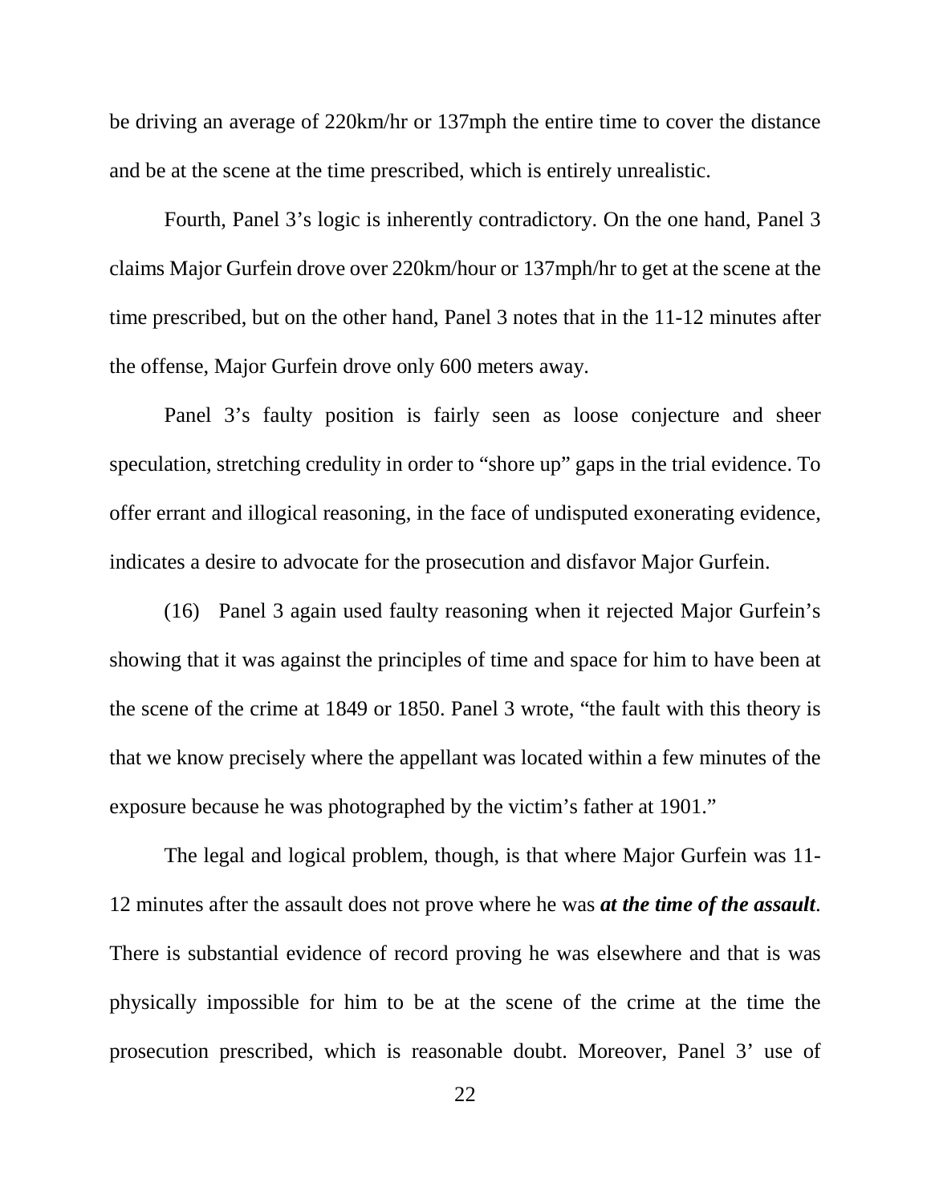be driving an average of 220km/hr or 137mph the entire time to cover the distance and be at the scene at the time prescribed, which is entirely unrealistic.

Fourth, Panel 3's logic is inherently contradictory. On the one hand, Panel 3 claims Major Gurfein drove over 220km/hour or 137mph/hr to get at the scene at the time prescribed, but on the other hand, Panel 3 notes that in the 11-12 minutes after the offense, Major Gurfein drove only 600 meters away.

Panel 3's faulty position is fairly seen as loose conjecture and sheer speculation, stretching credulity in order to "shore up" gaps in the trial evidence. To offer errant and illogical reasoning, in the face of undisputed exonerating evidence, indicates a desire to advocate for the prosecution and disfavor Major Gurfein.

(16) Panel 3 again used faulty reasoning when it rejected Major Gurfein's showing that it was against the principles of time and space for him to have been at the scene of the crime at 1849 or 1850. Panel 3 wrote, "the fault with this theory is that we know precisely where the appellant was located within a few minutes of the exposure because he was photographed by the victim's father at 1901."

The legal and logical problem, though, is that where Major Gurfein was 11-12 minutes after the assault does not prove where he was ***at the time of the assault***. There is substantial evidence of record proving he was elsewhere and that is was physically impossible for him to be at the scene of the crime at the time the prosecution prescribed, which is reasonable doubt. Moreover, Panel 3' use of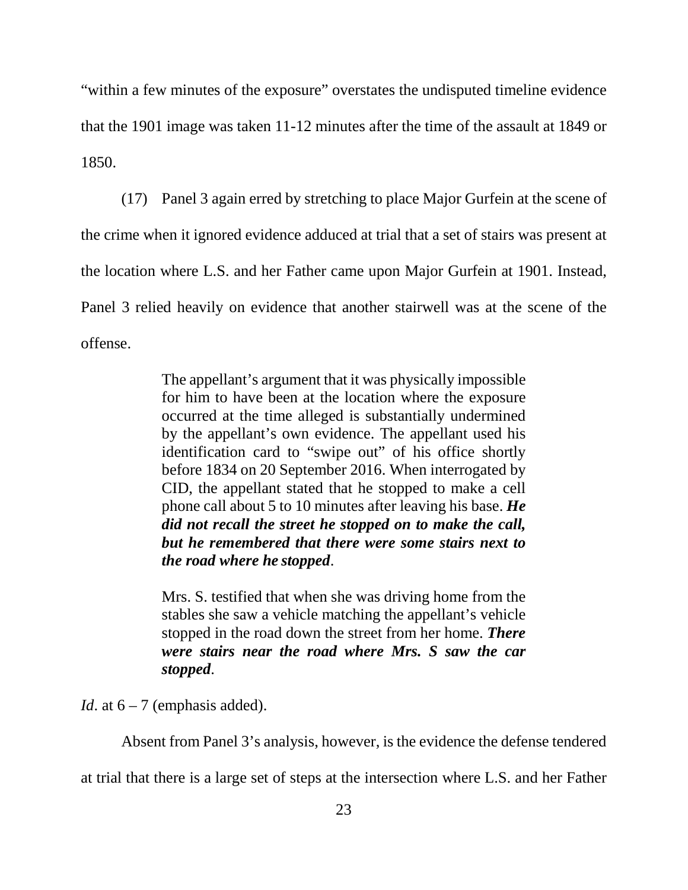"within a few minutes of the exposure" overstates the undisputed timeline evidence that the 1901 image was taken 11-12 minutes after the time of the assault at 1849 or 1850.

(17) Panel 3 again erred by stretching to place Major Gurfein at the scene of the crime when it ignored evidence adduced at trial that a set of stairs was present at the location where L.S. and her Father came upon Major Gurfein at 1901. Instead, Panel 3 relied heavily on evidence that another stairwell was at the scene of the offense.

> The appellant's argument that it was physically impossible for him to have been at the location where the exposure occurred at the time alleged is substantially undermined by the appellant's own evidence. The appellant used his identification card to "swipe out" of his office shortly before 1834 on 20 September 2016. When interrogated by CID, the appellant stated that he stopped to make a cell phone call about 5 to 10 minutes after leaving his base. ***He did not recall the street he stopped on to make the call, but he remembered that there were some stairs next to the road where he stopped***.
>
> Mrs. S. testified that when she was driving home from the stables she saw a vehicle matching the appellant's vehicle stopped in the road down the street from her home. ***There were stairs near the road where Mrs. S saw the car stopped***.

*Id*. at 6 – 7 (emphasis added).

Absent from Panel 3's analysis, however, is the evidence the defense tendered at trial that there is a large set of steps at the intersection where L.S. and her Father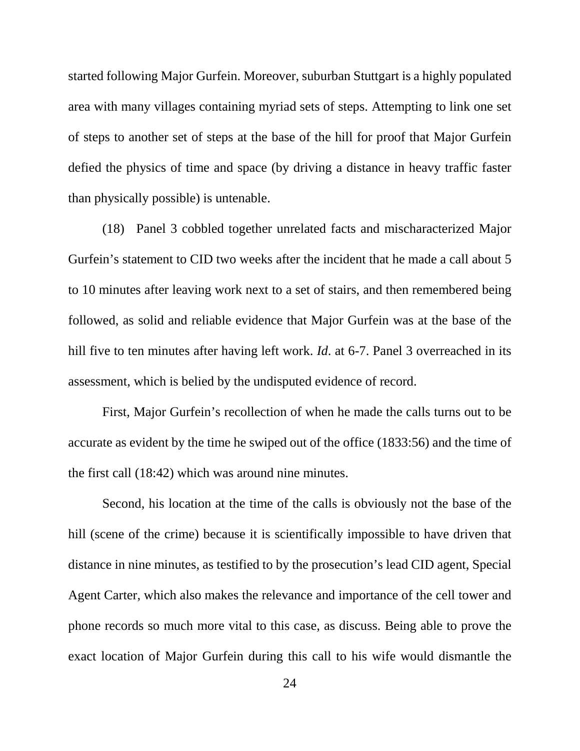started following Major Gurfein. Moreover, suburban Stuttgart is a highly populated area with many villages containing myriad sets of steps. Attempting to link one set of steps to another set of steps at the base of the hill for proof that Major Gurfein defied the physics of time and space (by driving a distance in heavy traffic faster than physically possible) is untenable.

(18) Panel 3 cobbled together unrelated facts and mischaracterized Major Gurfein's statement to CID two weeks after the incident that he made a call about 5 to 10 minutes after leaving work next to a set of stairs, and then remembered being followed, as solid and reliable evidence that Major Gurfein was at the base of the hill five to ten minutes after having left work. *Id*. at 6-7. Panel 3 overreached in its assessment, which is belied by the undisputed evidence of record.

First, Major Gurfein's recollection of when he made the calls turns out to be accurate as evident by the time he swiped out of the office (1833:56) and the time of the first call (18:42) which was around nine minutes.

Second, his location at the time of the calls is obviously not the base of the hill (scene of the crime) because it is scientifically impossible to have driven that distance in nine minutes, as testified to by the prosecution's lead CID agent, Special Agent Carter, which also makes the relevance and importance of the cell tower and phone records so much more vital to this case, as discuss. Being able to prove the exact location of Major Gurfein during this call to his wife would dismantle the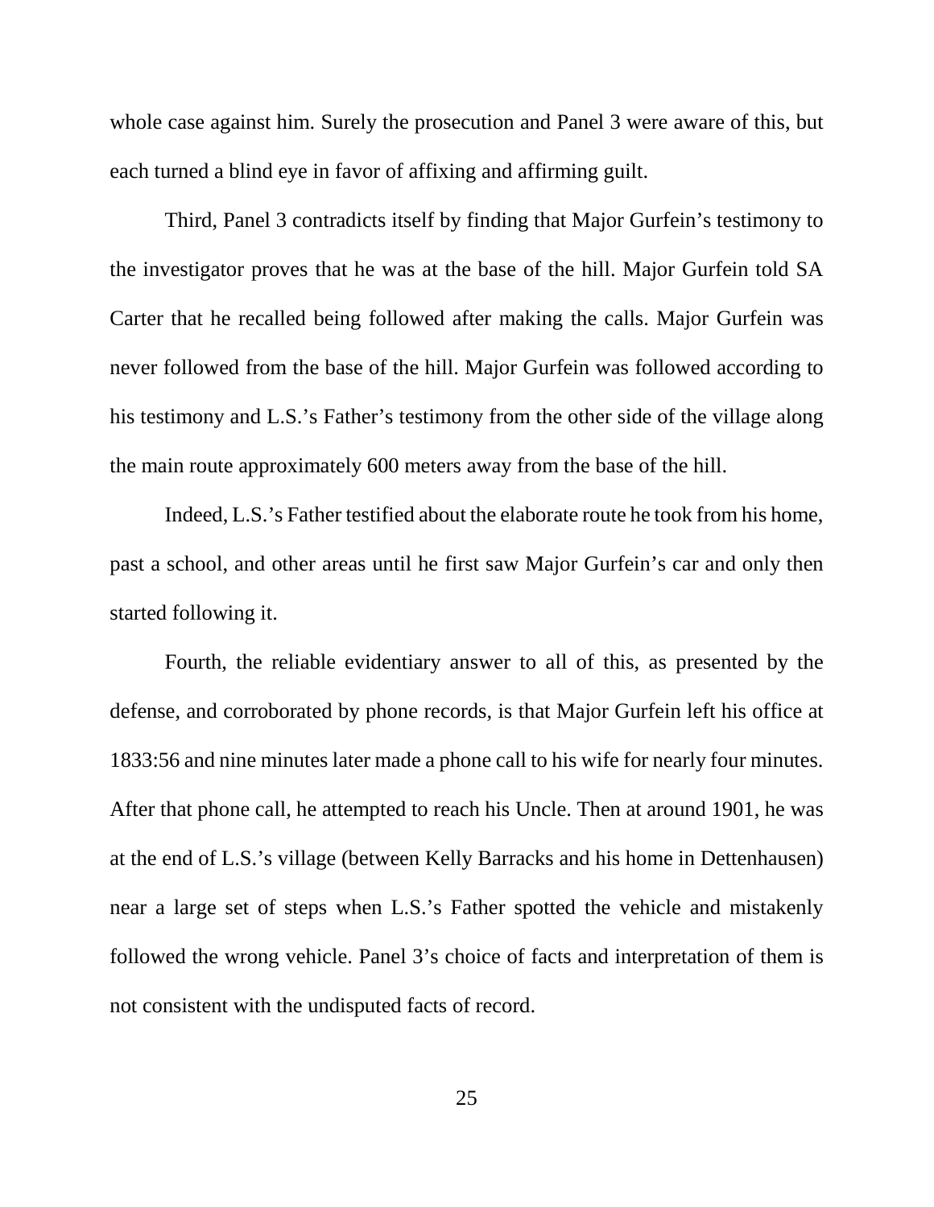whole case against him. Surely the prosecution and Panel 3 were aware of this, but each turned a blind eye in favor of affixing and affirming guilt.

Third, Panel 3 contradicts itself by finding that Major Gurfein's testimony to the investigator proves that he was at the base of the hill. Major Gurfein told SA Carter that he recalled being followed after making the calls. Major Gurfein was never followed from the base of the hill. Major Gurfein was followed according to his testimony and L.S.'s Father's testimony from the other side of the village along the main route approximately 600 meters away from the base of the hill.

Indeed, L.S.'s Father testified about the elaborate route he took from his home, past a school, and other areas until he first saw Major Gurfein's car and only then started following it.

Fourth, the reliable evidentiary answer to all of this, as presented by the defense, and corroborated by phone records, is that Major Gurfein left his office at 1833:56 and nine minutes later made a phone call to his wife for nearly four minutes. After that phone call, he attempted to reach his Uncle. Then at around 1901, he was at the end of L.S.'s village (between Kelly Barracks and his home in Dettenhausen) near a large set of steps when L.S.'s Father spotted the vehicle and mistakenly followed the wrong vehicle. Panel 3's choice of facts and interpretation of them is not consistent with the undisputed facts of record.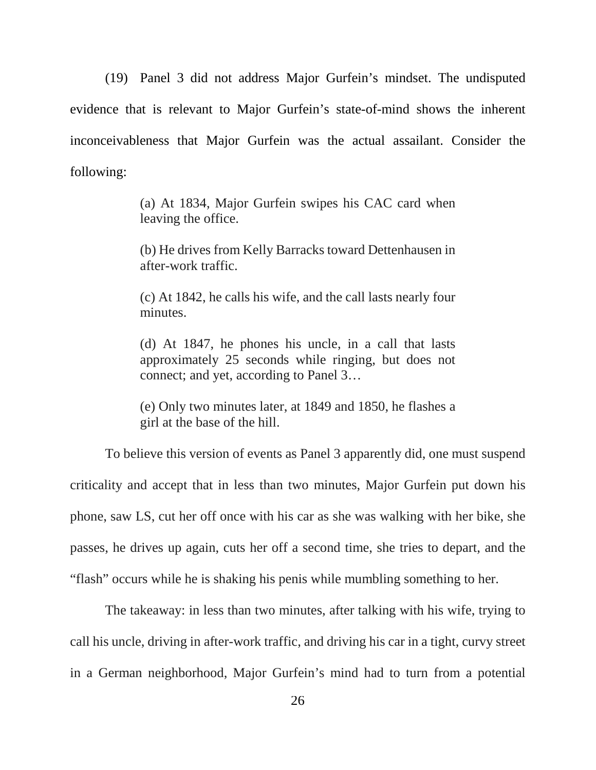(19) Panel 3 did not address Major Gurfein's mindset. The undisputed evidence that is relevant to Major Gurfein's state-of-mind shows the inherent inconceivableness that Major Gurfein was the actual assailant. Consider the following:

> (a) At 1834, Major Gurfein swipes his CAC card when leaving the office.
>
> (b) He drives from Kelly Barracks toward Dettenhausen in after-work traffic.
>
> (c) At 1842, he calls his wife, and the call lasts nearly four minutes.
>
> (d) At 1847, he phones his uncle, in a call that lasts approximately 25 seconds while ringing, but does not connect; and yet, according to Panel 3…
>
> (e) Only two minutes later, at 1849 and 1850, he flashes a girl at the base of the hill.

To believe this version of events as Panel 3 apparently did, one must suspend criticality and accept that in less than two minutes, Major Gurfein put down his phone, saw LS, cut her off once with his car as she was walking with her bike, she passes, he drives up again, cuts her off a second time, she tries to depart, and the "flash" occurs while he is shaking his penis while mumbling something to her.

The takeaway: in less than two minutes, after talking with his wife, trying to call his uncle, driving in after-work traffic, and driving his car in a tight, curvy street in a German neighborhood, Major Gurfein's mind had to turn from a potential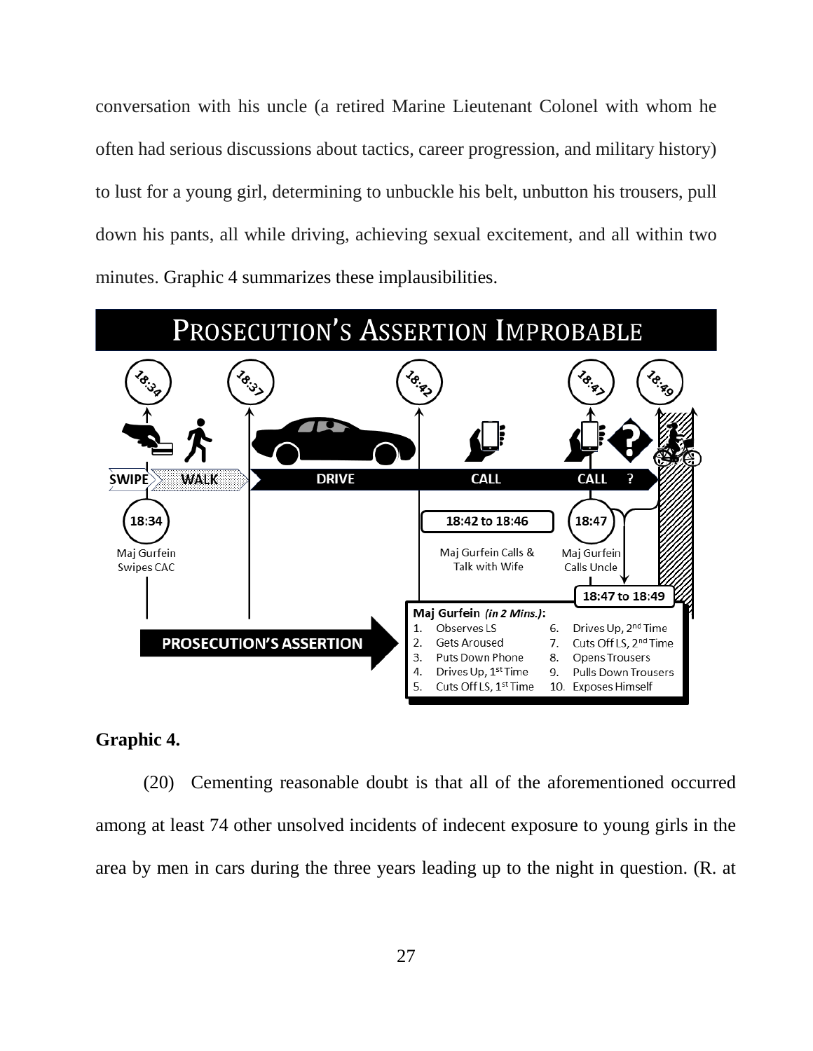conversation with his uncle (a retired Marine Lieutenant Colonel with whom he often had serious discussions about tactics, career progression, and military history) to lust for a young girl, determining to unbuckle his belt, unbutton his trousers, pull down his pants, all while driving, achieving sexual excitement, and all within two minutes. Graphic 4 summarizes these implausibilities.

**PROSECUTION'S ASSERTION IMPROBABLE**

18:34 — 18:37 — 18:42 — 18:47 — 18:49

SWIPE — WALK — DRIVE — CALL — CALL ?

18:34: Maj Gurfein Swipes CAC

18:42 to 18:46: Maj Gurfein Calls & Talk with Wife

18:47: Maj Gurfein Calls Uncle

18:47 to 18:49

PROSECUTION'S ASSERTION

Maj Gurfein *(in 2 Mins.)*:

1. Observes LS
2. Gets Aroused
3. Puts Down Phone
4. Drives Up, 1st Time
5. Cuts Off LS, 1st Time
6. Drives Up, 2nd Time
7. Cuts Off LS, 2nd Time
8. Opens Trousers
9. Pulls Down Trousers
10. Exposes Himself

**Graphic 4.**

(20) Cementing reasonable doubt is that all of the aforementioned occurred among at least 74 other unsolved incidents of indecent exposure to young girls in the area by men in cars during the three years leading up to the night in question. (R. at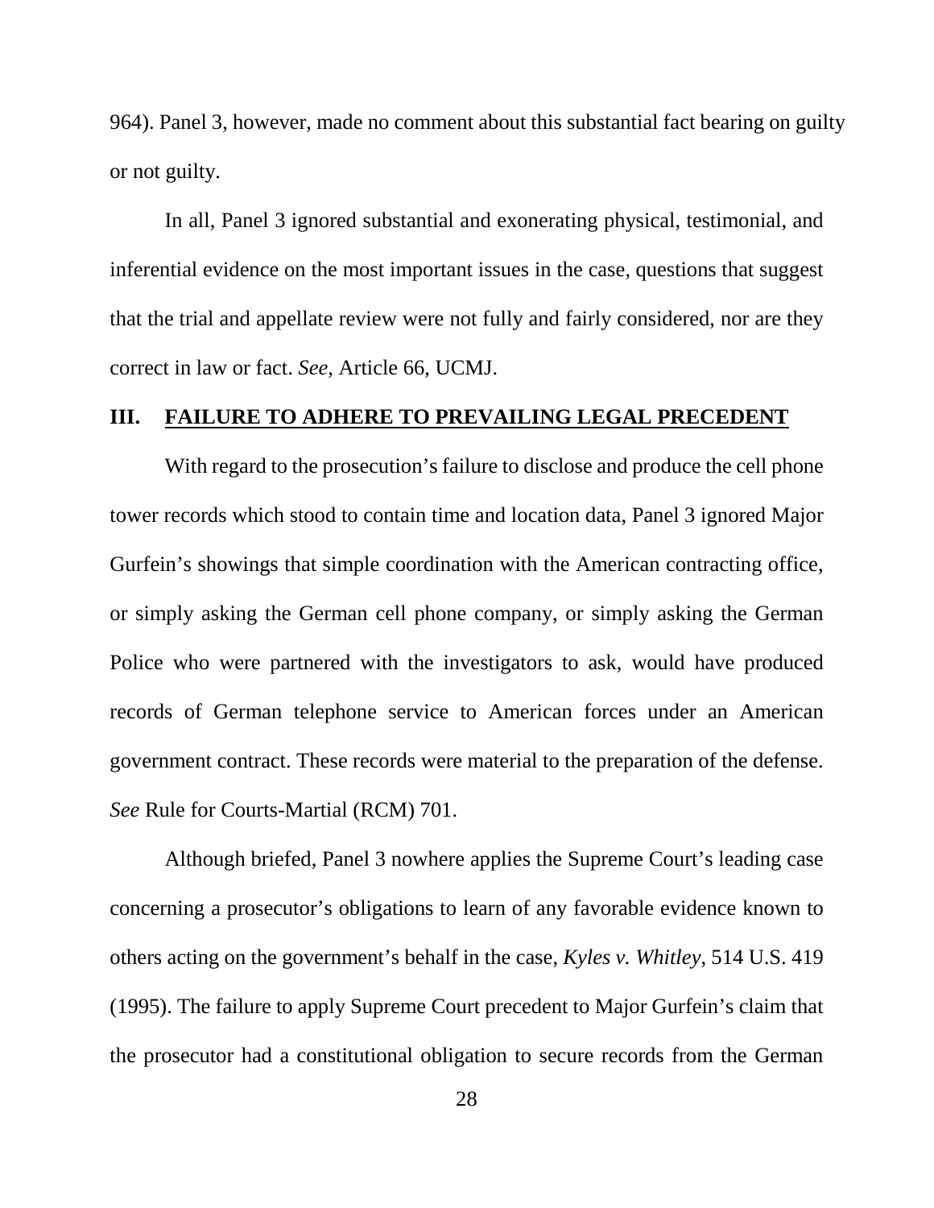964). Panel 3, however, made no comment about this substantial fact bearing on guilty or not guilty.

In all, Panel 3 ignored substantial and exonerating physical, testimonial, and inferential evidence on the most important issues in the case, questions that suggest that the trial and appellate review were not fully and fairly considered, nor are they correct in law or fact. *See*, Article 66, UCMJ.

## III. <u>FAILURE TO ADHERE TO PREVAILING LEGAL PRECEDENT</u>

With regard to the prosecution's failure to disclose and produce the cell phone tower records which stood to contain time and location data, Panel 3 ignored Major Gurfein's showings that simple coordination with the American contracting office, or simply asking the German cell phone company, or simply asking the German Police who were partnered with the investigators to ask, would have produced records of German telephone service to American forces under an American government contract. These records were material to the preparation of the defense. *See* Rule for Courts-Martial (RCM) 701.

Although briefed, Panel 3 nowhere applies the Supreme Court's leading case concerning a prosecutor's obligations to learn of any favorable evidence known to others acting on the government's behalf in the case, *Kyles v. Whitley*, 514 U.S. 419 (1995). The failure to apply Supreme Court precedent to Major Gurfein's claim that the prosecutor had a constitutional obligation to secure records from the German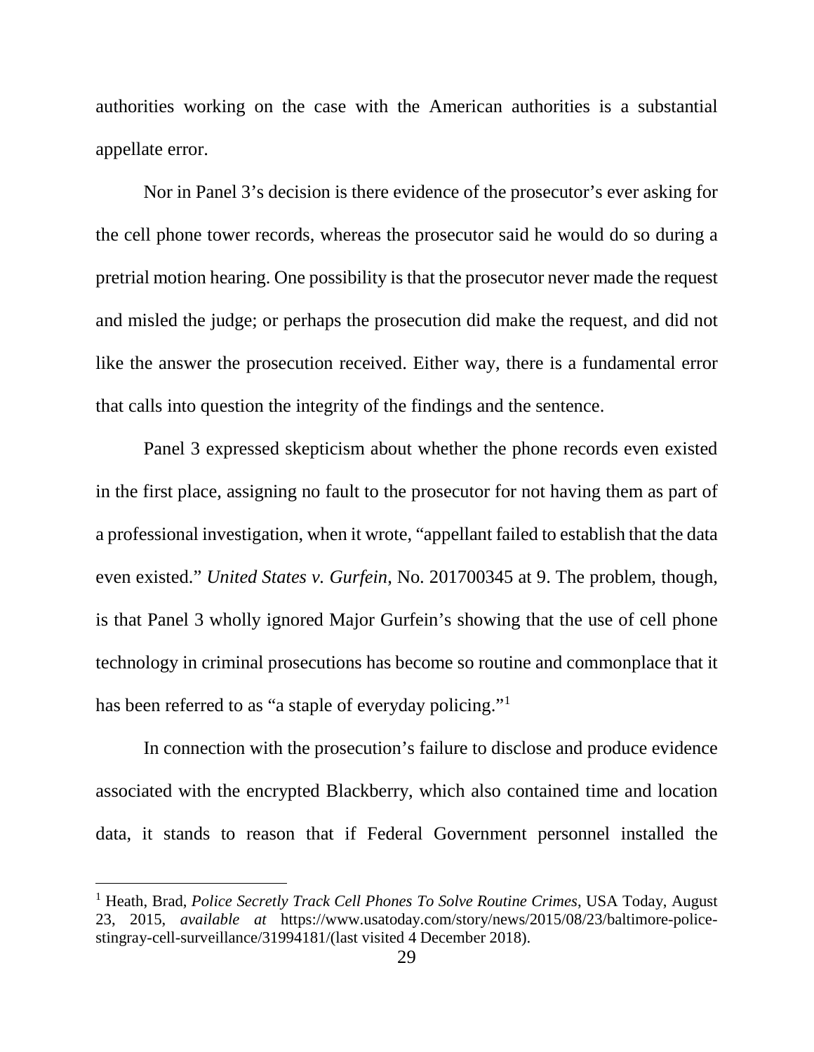authorities working on the case with the American authorities is a substantial appellate error.

Nor in Panel 3's decision is there evidence of the prosecutor's ever asking for the cell phone tower records, whereas the prosecutor said he would do so during a pretrial motion hearing. One possibility is that the prosecutor never made the request and misled the judge; or perhaps the prosecution did make the request, and did not like the answer the prosecution received. Either way, there is a fundamental error that calls into question the integrity of the findings and the sentence.

Panel 3 expressed skepticism about whether the phone records even existed in the first place, assigning no fault to the prosecutor for not having them as part of a professional investigation, when it wrote, "appellant failed to establish that the data even existed." *United States v. Gurfein,* No. 201700345 at 9. The problem, though, is that Panel 3 wholly ignored Major Gurfein's showing that the use of cell phone technology in criminal prosecutions has become so routine and commonplace that it has been referred to as "a staple of everyday policing."[1]

In connection with the prosecution's failure to disclose and produce evidence associated with the encrypted Blackberry, which also contained time and location data, it stands to reason that if Federal Government personnel installed the

---

[1] Heath, Brad, *Police Secretly Track Cell Phones To Solve Routine Crimes*, USA Today, August 23, 2015, *available at* https://www.usatoday.com/story/news/2015/08/23/baltimore-police-stingray-cell-surveillance/31994181/(last visited 4 December 2018).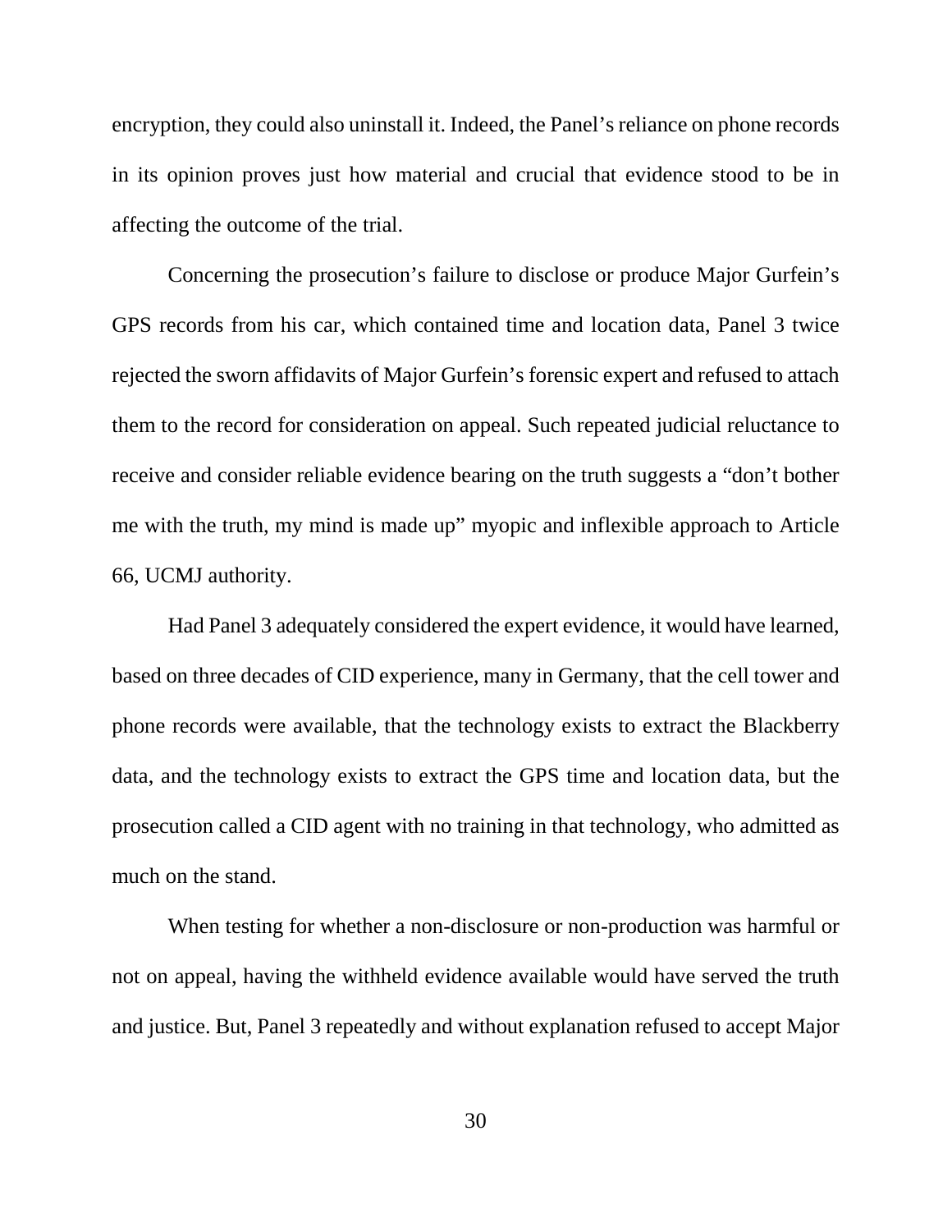encryption, they could also uninstall it. Indeed, the Panel's reliance on phone records in its opinion proves just how material and crucial that evidence stood to be in affecting the outcome of the trial.

Concerning the prosecution's failure to disclose or produce Major Gurfein's GPS records from his car, which contained time and location data, Panel 3 twice rejected the sworn affidavits of Major Gurfein's forensic expert and refused to attach them to the record for consideration on appeal. Such repeated judicial reluctance to receive and consider reliable evidence bearing on the truth suggests a "don't bother me with the truth, my mind is made up" myopic and inflexible approach to Article 66, UCMJ authority.

Had Panel 3 adequately considered the expert evidence, it would have learned, based on three decades of CID experience, many in Germany, that the cell tower and phone records were available, that the technology exists to extract the Blackberry data, and the technology exists to extract the GPS time and location data, but the prosecution called a CID agent with no training in that technology, who admitted as much on the stand.

When testing for whether a non-disclosure or non-production was harmful or not on appeal, having the withheld evidence available would have served the truth and justice. But, Panel 3 repeatedly and without explanation refused to accept Major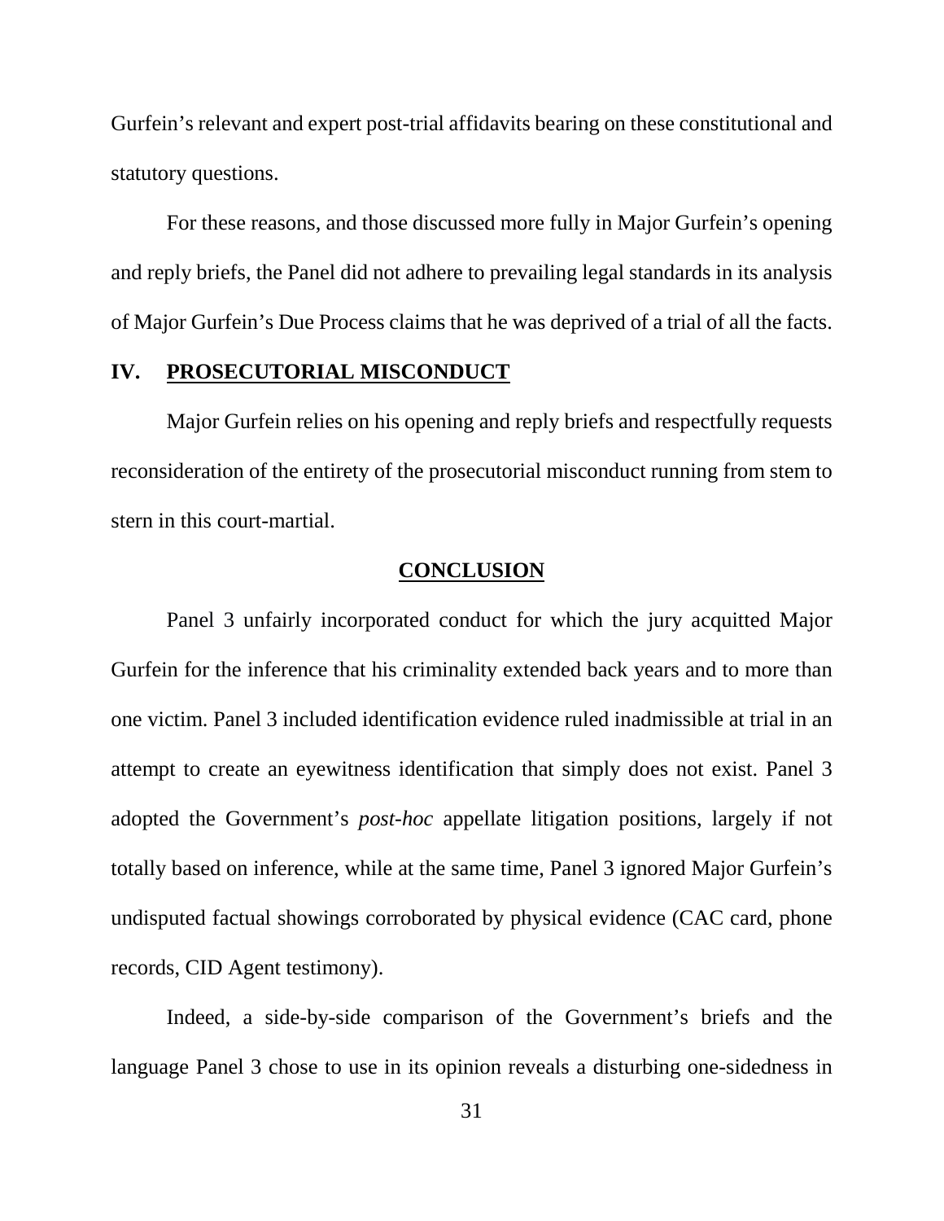Gurfein's relevant and expert post-trial affidavits bearing on these constitutional and statutory questions.

For these reasons, and those discussed more fully in Major Gurfein's opening and reply briefs, the Panel did not adhere to prevailing legal standards in its analysis of Major Gurfein's Due Process claims that he was deprived of a trial of all the facts.

## IV. PROSECUTORIAL MISCONDUCT

Major Gurfein relies on his opening and reply briefs and respectfully requests reconsideration of the entirety of the prosecutorial misconduct running from stem to stern in this court-martial.

## CONCLUSION

Panel 3 unfairly incorporated conduct for which the jury acquitted Major Gurfein for the inference that his criminality extended back years and to more than one victim. Panel 3 included identification evidence ruled inadmissible at trial in an attempt to create an eyewitness identification that simply does not exist. Panel 3 adopted the Government's *post-hoc* appellate litigation positions, largely if not totally based on inference, while at the same time, Panel 3 ignored Major Gurfein's undisputed factual showings corroborated by physical evidence (CAC card, phone records, CID Agent testimony).

Indeed, a side-by-side comparison of the Government's briefs and the language Panel 3 chose to use in its opinion reveals a disturbing one-sidedness in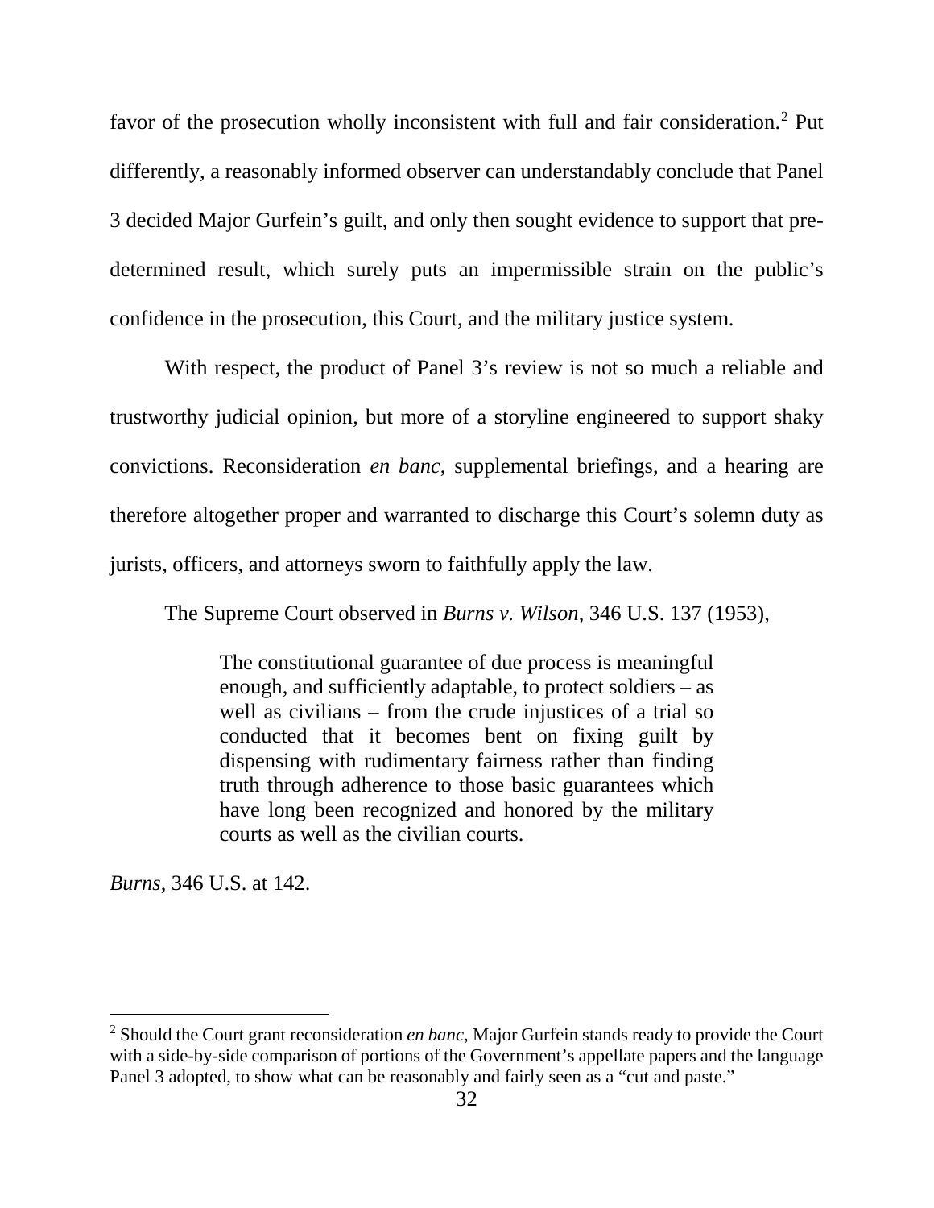favor of the prosecution wholly inconsistent with full and fair consideration.[2] Put differently, a reasonably informed observer can understandably conclude that Panel 3 decided Major Gurfein's guilt, and only then sought evidence to support that pre-determined result, which surely puts an impermissible strain on the public's confidence in the prosecution, this Court, and the military justice system.

With respect, the product of Panel 3's review is not so much a reliable and trustworthy judicial opinion, but more of a storyline engineered to support shaky convictions. Reconsideration *en banc*, supplemental briefings, and a hearing are therefore altogether proper and warranted to discharge this Court's solemn duty as jurists, officers, and attorneys sworn to faithfully apply the law.

The Supreme Court observed in *Burns v. Wilson*, 346 U.S. 137 (1953),

> The constitutional guarantee of due process is meaningful enough, and sufficiently adaptable, to protect soldiers – as well as civilians – from the crude injustices of a trial so conducted that it becomes bent on fixing guilt by dispensing with rudimentary fairness rather than finding truth through adherence to those basic guarantees which have long been recognized and honored by the military courts as well as the civilian courts.

*Burns*, 346 U.S. at 142.

---

[2] Should the Court grant reconsideration *en banc*, Major Gurfein stands ready to provide the Court with a side-by-side comparison of portions of the Government's appellate papers and the language Panel 3 adopted, to show what can be reasonably and fairly seen as a "cut and paste."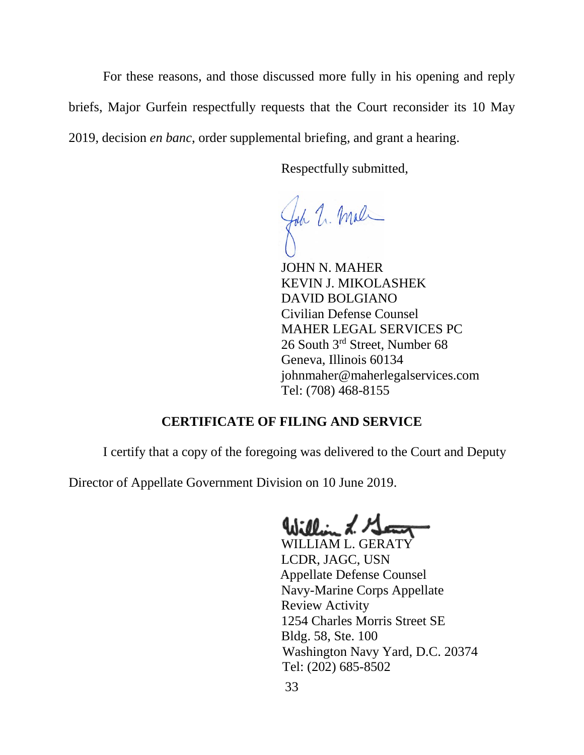For these reasons, and those discussed more fully in his opening and reply briefs, Major Gurfein respectfully requests that the Court reconsider its 10 May 2019, decision *en banc*, order supplemental briefing, and grant a hearing.

Respectfully submitted,

JOHN N. MAHER
KEVIN J. MIKOLASHEK
DAVID BOLGIANO
Civilian Defense Counsel
MAHER LEGAL SERVICES PC
26 South 3rd Street, Number 68
Geneva, Illinois 60134
johnmaher@maherlegalservices.com
Tel: (708) 468-8155

**CERTIFICATE OF FILING AND SERVICE**

I certify that a copy of the foregoing was delivered to the Court and Deputy Director of Appellate Government Division on 10 June 2019.

WILLIAM L. GERATY
LCDR, JAGC, USN
Appellate Defense Counsel
Navy-Marine Corps Appellate
Review Activity
1254 Charles Morris Street SE
Bldg. 58, Ste. 100
Washington Navy Yard, D.C. 20374
Tel: (202) 685-8502